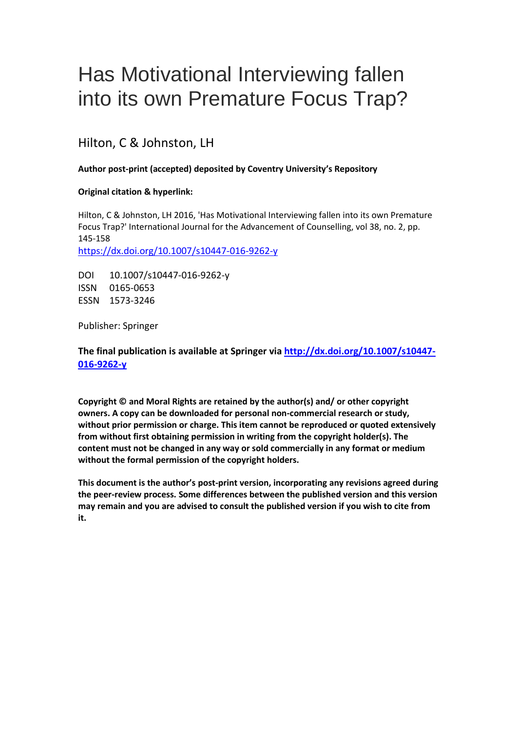# Has Motivational Interviewing fallen into its own Premature Focus Trap?

Hilton, C & Johnston, LH

**Author post-print (accepted) deposited by Coventry University's Repository**

**Original citation & hyperlink:**

Hilton, C & Johnston, LH 2016, 'Has Motivational Interviewing fallen into its own Premature Focus Trap?' International Journal for the Advancement of Counselling, vol 38, no. 2, pp. 145-158
https://dx.doi.org/10.1007/s10447-016-9262-y

DOI 10.1007/s10447-016-9262-y
ISSN 0165-0653
ESSN 1573-3246

Publisher: Springer

**The final publication is available at Springer via http://dx.doi.org/10.1007/s10447-016-9262-y**

**Copyright © and Moral Rights are retained by the author(s) and/ or other copyright owners. A copy can be downloaded for personal non-commercial research or study, without prior permission or charge. This item cannot be reproduced or quoted extensively from without first obtaining permission in writing from the copyright holder(s). The content must not be changed in any way or sold commercially in any format or medium without the formal permission of the copyright holders.**

**This document is the author's post-print version, incorporating any revisions agreed during the peer-review process. Some differences between the published version and this version may remain and you are advised to consult the published version if you wish to cite from it.**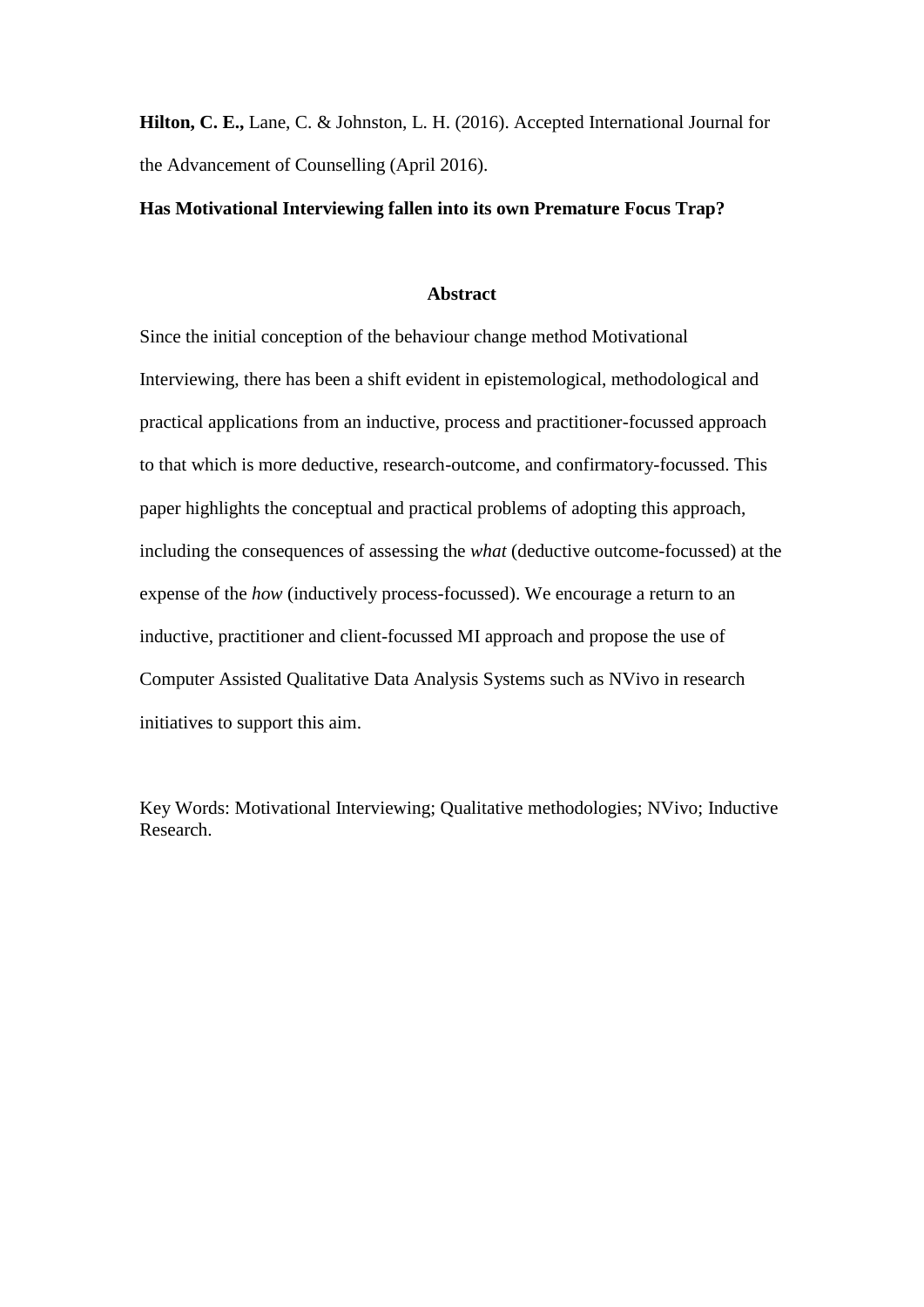**Hilton, C. E.,** Lane, C. & Johnston, L. H. (2016). Accepted International Journal for the Advancement of Counselling (April 2016).

**Has Motivational Interviewing fallen into its own Premature Focus Trap?**

## Abstract

Since the initial conception of the behaviour change method Motivational Interviewing, there has been a shift evident in epistemological, methodological and practical applications from an inductive, process and practitioner-focussed approach to that which is more deductive, research-outcome, and confirmatory-focussed. This paper highlights the conceptual and practical problems of adopting this approach, including the consequences of assessing the *what* (deductive outcome-focussed) at the expense of the *how* (inductively process-focussed). We encourage a return to an inductive, practitioner and client-focussed MI approach and propose the use of Computer Assisted Qualitative Data Analysis Systems such as NVivo in research initiatives to support this aim.

Key Words: Motivational Interviewing; Qualitative methodologies; NVivo; Inductive Research.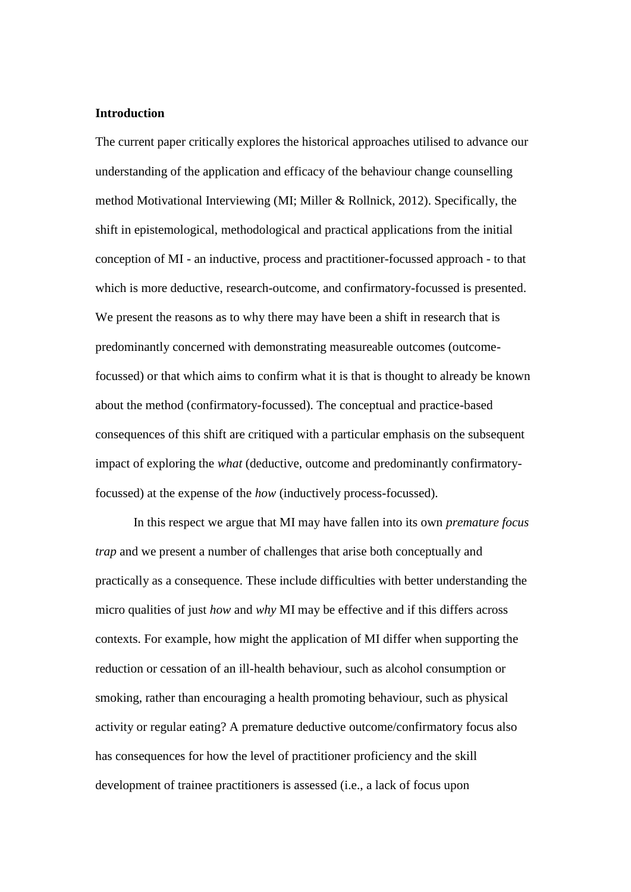**Introduction**

The current paper critically explores the historical approaches utilised to advance our understanding of the application and efficacy of the behaviour change counselling method Motivational Interviewing (MI; Miller & Rollnick, 2012). Specifically, the shift in epistemological, methodological and practical applications from the initial conception of MI - an inductive, process and practitioner-focussed approach - to that which is more deductive, research-outcome, and confirmatory-focussed is presented. We present the reasons as to why there may have been a shift in research that is predominantly concerned with demonstrating measureable outcomes (outcome-focussed) or that which aims to confirm what it is that is thought to already be known about the method (confirmatory-focussed). The conceptual and practice-based consequences of this shift are critiqued with a particular emphasis on the subsequent impact of exploring the *what* (deductive, outcome and predominantly confirmatory-focussed) at the expense of the *how* (inductively process-focussed).

In this respect we argue that MI may have fallen into its own *premature focus trap* and we present a number of challenges that arise both conceptually and practically as a consequence. These include difficulties with better understanding the micro qualities of just *how* and *why* MI may be effective and if this differs across contexts. For example, how might the application of MI differ when supporting the reduction or cessation of an ill-health behaviour, such as alcohol consumption or smoking, rather than encouraging a health promoting behaviour, such as physical activity or regular eating? A premature deductive outcome/confirmatory focus also has consequences for how the level of practitioner proficiency and the skill development of trainee practitioners is assessed (i.e., a lack of focus upon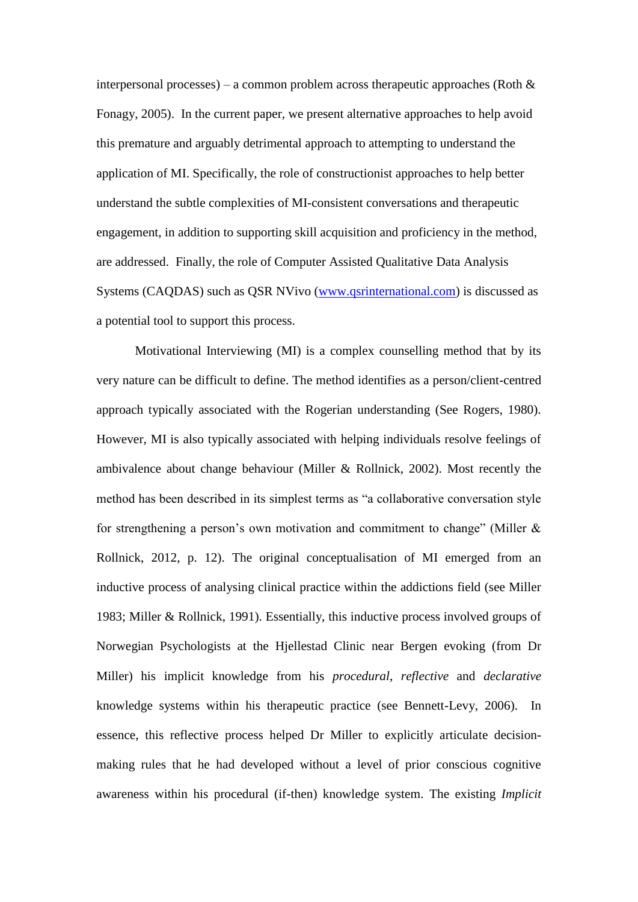interpersonal processes) – a common problem across therapeutic approaches (Roth & Fonagy, 2005). In the current paper, we present alternative approaches to help avoid this premature and arguably detrimental approach to attempting to understand the application of MI. Specifically, the role of constructionist approaches to help better understand the subtle complexities of MI-consistent conversations and therapeutic engagement, in addition to supporting skill acquisition and proficiency in the method, are addressed. Finally, the role of Computer Assisted Qualitative Data Analysis Systems (CAQDAS) such as QSR NVivo (www.qsrinternational.com) is discussed as a potential tool to support this process.

Motivational Interviewing (MI) is a complex counselling method that by its very nature can be difficult to define. The method identifies as a person/client-centred approach typically associated with the Rogerian understanding (See Rogers, 1980). However, MI is also typically associated with helping individuals resolve feelings of ambivalence about change behaviour (Miller & Rollnick, 2002). Most recently the method has been described in its simplest terms as "a collaborative conversation style for strengthening a person's own motivation and commitment to change" (Miller & Rollnick, 2012, p. 12). The original conceptualisation of MI emerged from an inductive process of analysing clinical practice within the addictions field (see Miller 1983; Miller & Rollnick, 1991). Essentially, this inductive process involved groups of Norwegian Psychologists at the Hjellestad Clinic near Bergen evoking (from Dr Miller) his implicit knowledge from his *procedural*, *reflective* and *declarative* knowledge systems within his therapeutic practice (see Bennett-Levy, 2006). In essence, this reflective process helped Dr Miller to explicitly articulate decision-making rules that he had developed without a level of prior conscious cognitive awareness within his procedural (if-then) knowledge system. The existing *Implicit*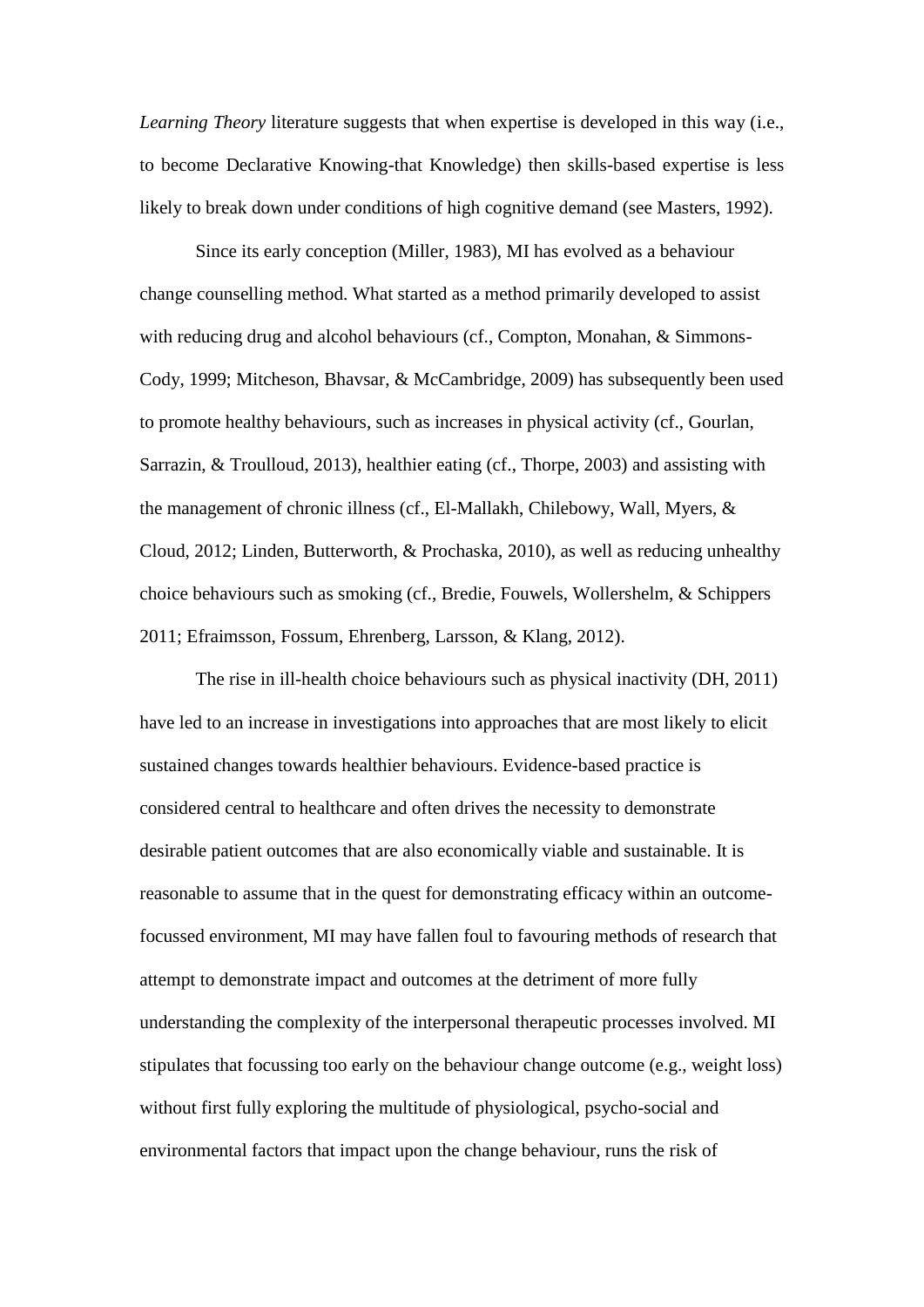*Learning Theory* literature suggests that when expertise is developed in this way (i.e., to become Declarative Knowing-that Knowledge) then skills-based expertise is less likely to break down under conditions of high cognitive demand (see Masters, 1992).

Since its early conception (Miller, 1983), MI has evolved as a behaviour change counselling method. What started as a method primarily developed to assist with reducing drug and alcohol behaviours (cf., Compton, Monahan, & Simmons-Cody, 1999; Mitcheson, Bhavsar, & McCambridge, 2009) has subsequently been used to promote healthy behaviours, such as increases in physical activity (cf., Gourlan, Sarrazin, & Troulloud, 2013), healthier eating (cf., Thorpe, 2003) and assisting with the management of chronic illness (cf., El-Mallakh, Chilebowy, Wall, Myers, & Cloud, 2012; Linden, Butterworth, & Prochaska, 2010), as well as reducing unhealthy choice behaviours such as smoking (cf., Bredie, Fouwels, Wollershelm, & Schippers 2011; Efraimsson, Fossum, Ehrenberg, Larsson, & Klang, 2012).

The rise in ill-health choice behaviours such as physical inactivity (DH, 2011) have led to an increase in investigations into approaches that are most likely to elicit sustained changes towards healthier behaviours. Evidence-based practice is considered central to healthcare and often drives the necessity to demonstrate desirable patient outcomes that are also economically viable and sustainable. It is reasonable to assume that in the quest for demonstrating efficacy within an outcome-focussed environment, MI may have fallen foul to favouring methods of research that attempt to demonstrate impact and outcomes at the detriment of more fully understanding the complexity of the interpersonal therapeutic processes involved. MI stipulates that focussing too early on the behaviour change outcome (e.g., weight loss) without first fully exploring the multitude of physiological, psycho-social and environmental factors that impact upon the change behaviour, runs the risk of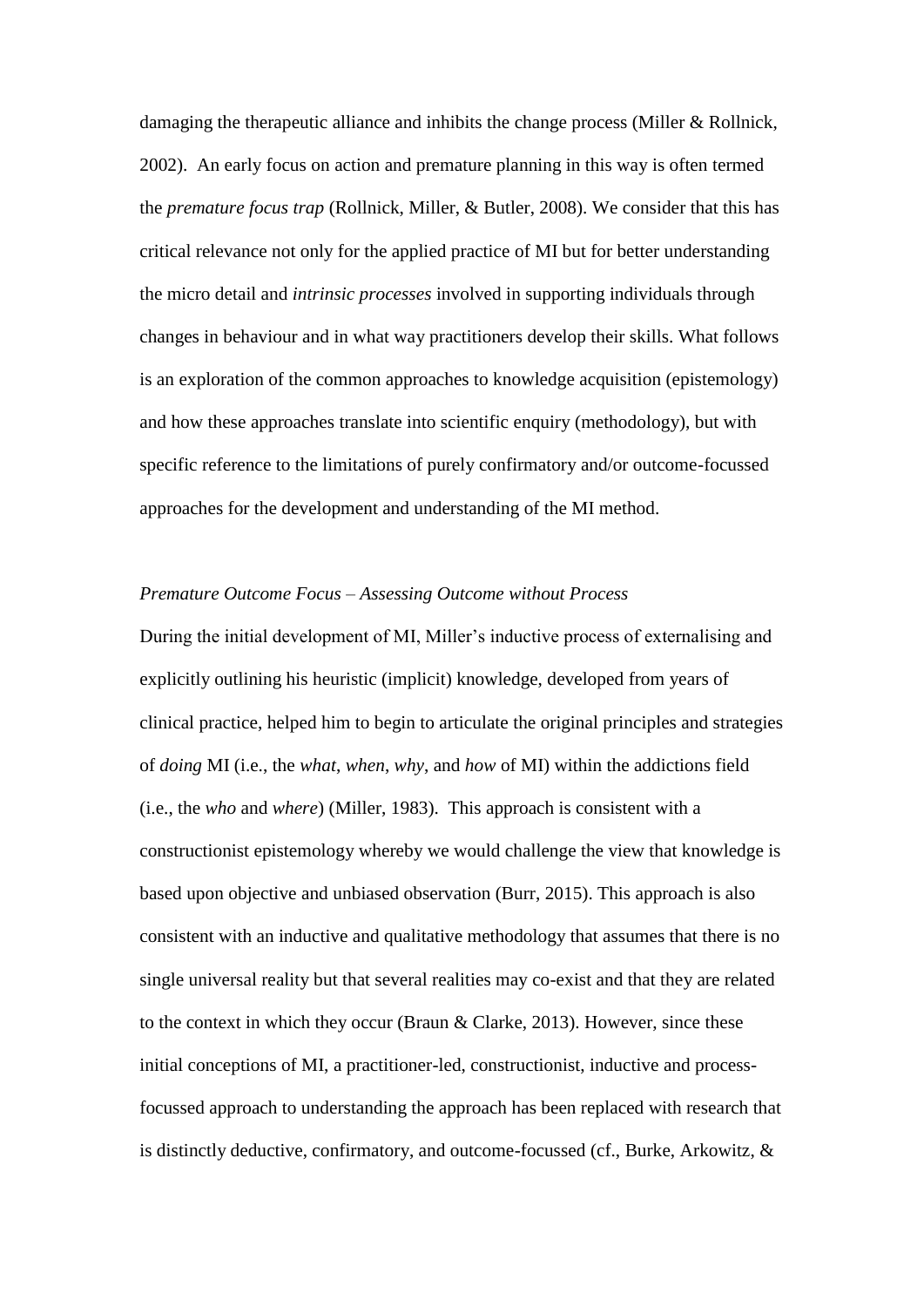damaging the therapeutic alliance and inhibits the change process (Miller & Rollnick, 2002). An early focus on action and premature planning in this way is often termed the *premature focus trap* (Rollnick, Miller, & Butler, 2008). We consider that this has critical relevance not only for the applied practice of MI but for better understanding the micro detail and *intrinsic processes* involved in supporting individuals through changes in behaviour and in what way practitioners develop their skills. What follows is an exploration of the common approaches to knowledge acquisition (epistemology) and how these approaches translate into scientific enquiry (methodology), but with specific reference to the limitations of purely confirmatory and/or outcome-focussed approaches for the development and understanding of the MI method.

*Premature Outcome Focus – Assessing Outcome without Process*

During the initial development of MI, Miller's inductive process of externalising and explicitly outlining his heuristic (implicit) knowledge, developed from years of clinical practice, helped him to begin to articulate the original principles and strategies of *doing* MI (i.e., the *what*, *when*, *why*, and *how* of MI) within the addictions field (i.e., the *who* and *where*) (Miller, 1983). This approach is consistent with a constructionist epistemology whereby we would challenge the view that knowledge is based upon objective and unbiased observation (Burr, 2015). This approach is also consistent with an inductive and qualitative methodology that assumes that there is no single universal reality but that several realities may co-exist and that they are related to the context in which they occur (Braun & Clarke, 2013). However, since these initial conceptions of MI, a practitioner-led, constructionist, inductive and process-focussed approach to understanding the approach has been replaced with research that is distinctly deductive, confirmatory, and outcome-focussed (cf., Burke, Arkowitz, &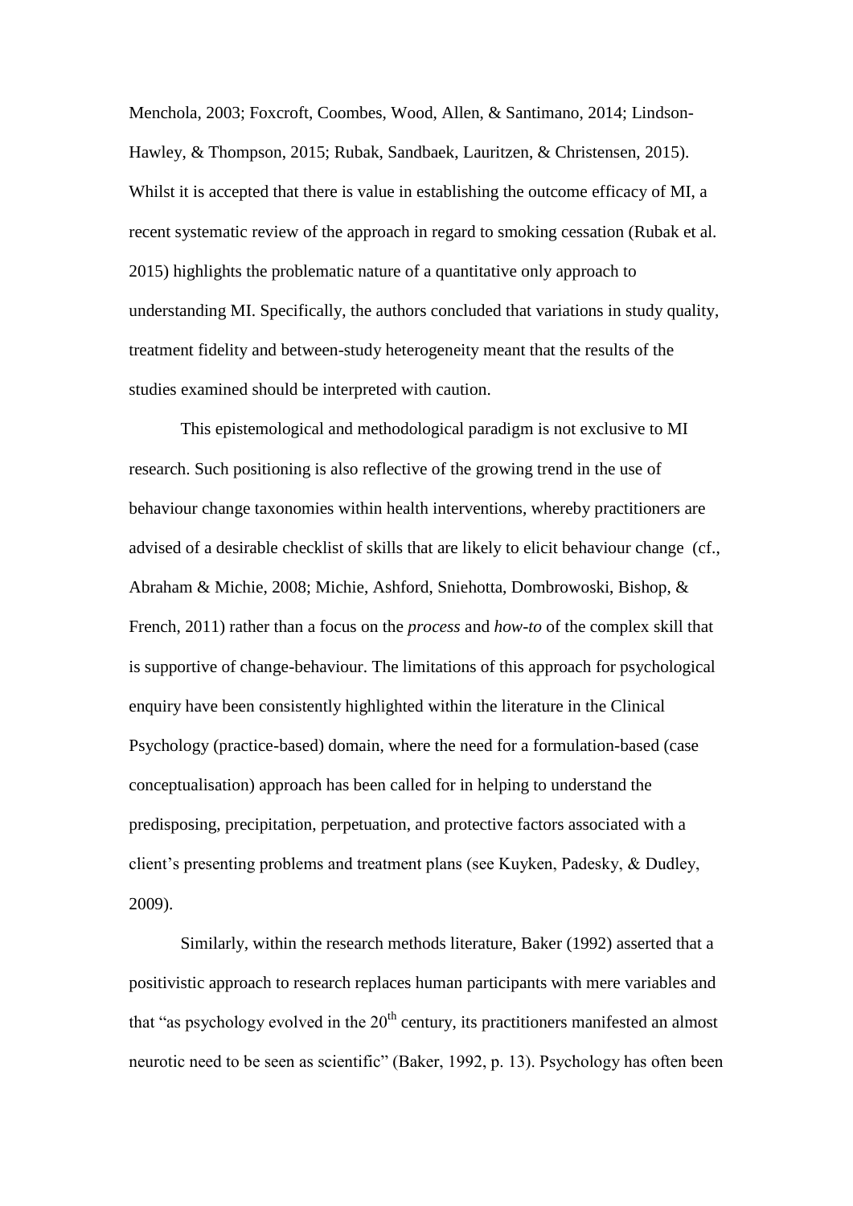Menchola, 2003; Foxcroft, Coombes, Wood, Allen, & Santimano, 2014; Lindson-Hawley, & Thompson, 2015; Rubak, Sandbaek, Lauritzen, & Christensen, 2015). Whilst it is accepted that there is value in establishing the outcome efficacy of MI, a recent systematic review of the approach in regard to smoking cessation (Rubak et al. 2015) highlights the problematic nature of a quantitative only approach to understanding MI. Specifically, the authors concluded that variations in study quality, treatment fidelity and between-study heterogeneity meant that the results of the studies examined should be interpreted with caution.

This epistemological and methodological paradigm is not exclusive to MI research. Such positioning is also reflective of the growing trend in the use of behaviour change taxonomies within health interventions, whereby practitioners are advised of a desirable checklist of skills that are likely to elicit behaviour change (cf., Abraham & Michie, 2008; Michie, Ashford, Sniehotta, Dombrowoski, Bishop, & French, 2011) rather than a focus on the *process* and *how-to* of the complex skill that is supportive of change-behaviour. The limitations of this approach for psychological enquiry have been consistently highlighted within the literature in the Clinical Psychology (practice-based) domain, where the need for a formulation-based (case conceptualisation) approach has been called for in helping to understand the predisposing, precipitation, perpetuation, and protective factors associated with a client's presenting problems and treatment plans (see Kuyken, Padesky, & Dudley, 2009).

Similarly, within the research methods literature, Baker (1992) asserted that a positivistic approach to research replaces human participants with mere variables and that "as psychology evolved in the 20th century, its practitioners manifested an almost neurotic need to be seen as scientific" (Baker, 1992, p. 13). Psychology has often been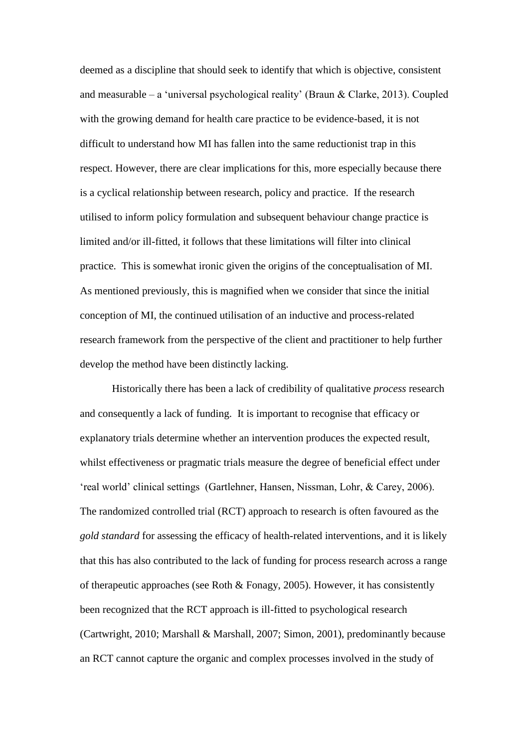deemed as a discipline that should seek to identify that which is objective, consistent and measurable – a 'universal psychological reality' (Braun & Clarke, 2013). Coupled with the growing demand for health care practice to be evidence-based, it is not difficult to understand how MI has fallen into the same reductionist trap in this respect. However, there are clear implications for this, more especially because there is a cyclical relationship between research, policy and practice. If the research utilised to inform policy formulation and subsequent behaviour change practice is limited and/or ill-fitted, it follows that these limitations will filter into clinical practice. This is somewhat ironic given the origins of the conceptualisation of MI. As mentioned previously, this is magnified when we consider that since the initial conception of MI, the continued utilisation of an inductive and process-related research framework from the perspective of the client and practitioner to help further develop the method have been distinctly lacking.

Historically there has been a lack of credibility of qualitative *process* research and consequently a lack of funding. It is important to recognise that efficacy or explanatory trials determine whether an intervention produces the expected result, whilst effectiveness or pragmatic trials measure the degree of beneficial effect under 'real world' clinical settings (Gartlehner, Hansen, Nissman, Lohr, & Carey, 2006). The randomized controlled trial (RCT) approach to research is often favoured as the *gold standard* for assessing the efficacy of health-related interventions, and it is likely that this has also contributed to the lack of funding for process research across a range of therapeutic approaches (see Roth & Fonagy, 2005). However, it has consistently been recognized that the RCT approach is ill-fitted to psychological research (Cartwright, 2010; Marshall & Marshall, 2007; Simon, 2001), predominantly because an RCT cannot capture the organic and complex processes involved in the study of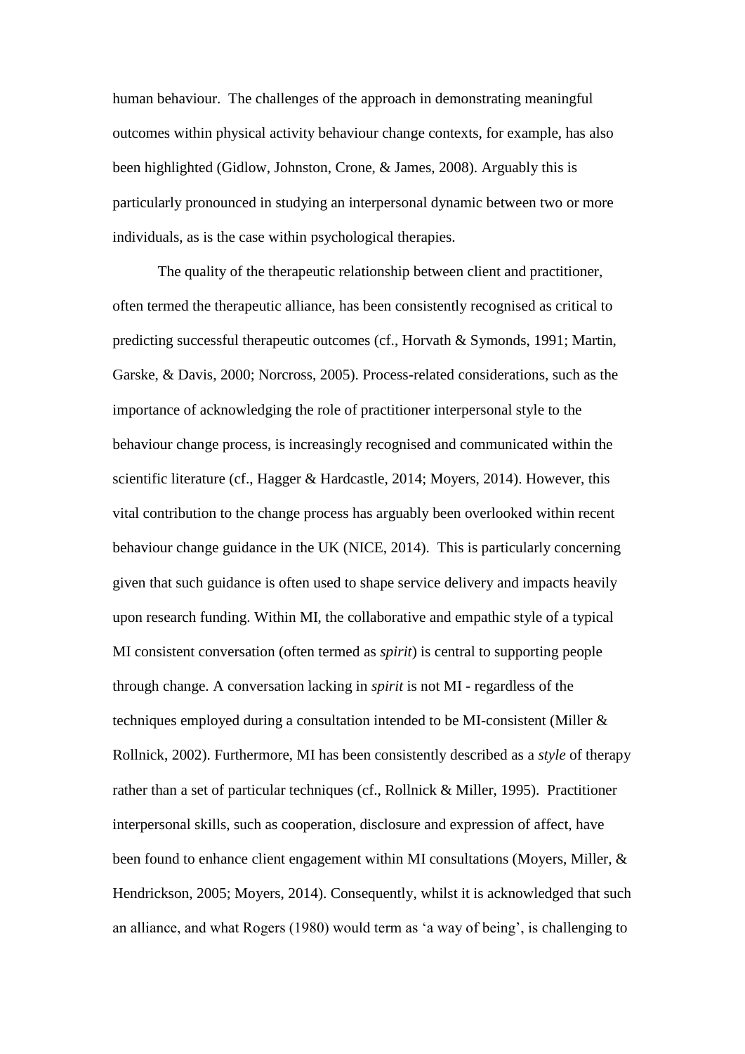human behaviour. The challenges of the approach in demonstrating meaningful outcomes within physical activity behaviour change contexts, for example, has also been highlighted (Gidlow, Johnston, Crone, & James, 2008). Arguably this is particularly pronounced in studying an interpersonal dynamic between two or more individuals, as is the case within psychological therapies.

The quality of the therapeutic relationship between client and practitioner, often termed the therapeutic alliance, has been consistently recognised as critical to predicting successful therapeutic outcomes (cf., Horvath & Symonds, 1991; Martin, Garske, & Davis, 2000; Norcross, 2005). Process-related considerations, such as the importance of acknowledging the role of practitioner interpersonal style to the behaviour change process, is increasingly recognised and communicated within the scientific literature (cf., Hagger & Hardcastle, 2014; Moyers, 2014). However, this vital contribution to the change process has arguably been overlooked within recent behaviour change guidance in the UK (NICE, 2014). This is particularly concerning given that such guidance is often used to shape service delivery and impacts heavily upon research funding. Within MI, the collaborative and empathic style of a typical MI consistent conversation (often termed as *spirit*) is central to supporting people through change. A conversation lacking in *spirit* is not MI - regardless of the techniques employed during a consultation intended to be MI-consistent (Miller & Rollnick, 2002). Furthermore, MI has been consistently described as a *style* of therapy rather than a set of particular techniques (cf., Rollnick & Miller, 1995). Practitioner interpersonal skills, such as cooperation, disclosure and expression of affect, have been found to enhance client engagement within MI consultations (Moyers, Miller, & Hendrickson, 2005; Moyers, 2014). Consequently, whilst it is acknowledged that such an alliance, and what Rogers (1980) would term as 'a way of being', is challenging to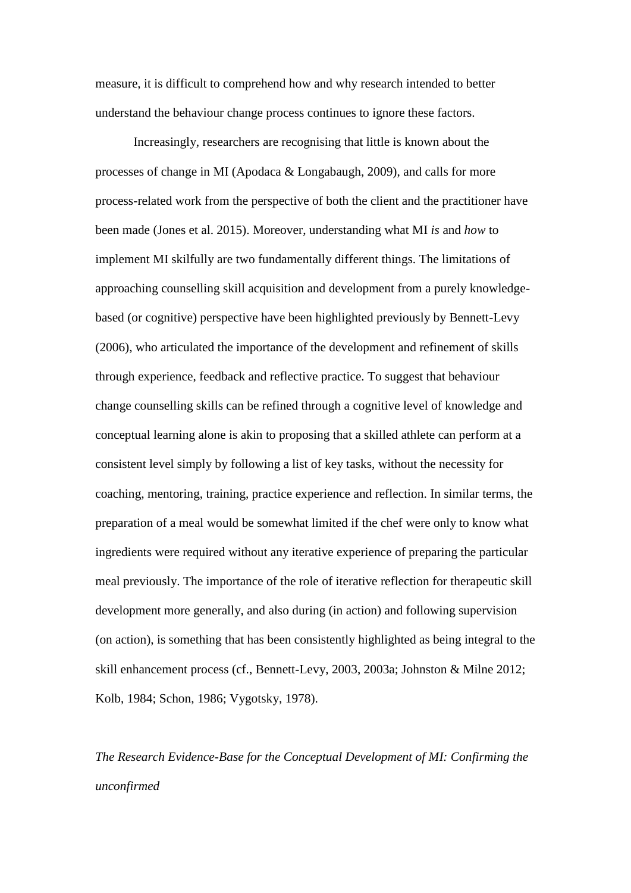measure, it is difficult to comprehend how and why research intended to better understand the behaviour change process continues to ignore these factors.

Increasingly, researchers are recognising that little is known about the processes of change in MI (Apodaca & Longabaugh, 2009), and calls for more process-related work from the perspective of both the client and the practitioner have been made (Jones et al. 2015). Moreover, understanding what MI *is* and *how* to implement MI skilfully are two fundamentally different things. The limitations of approaching counselling skill acquisition and development from a purely knowledge-based (or cognitive) perspective have been highlighted previously by Bennett-Levy (2006), who articulated the importance of the development and refinement of skills through experience, feedback and reflective practice. To suggest that behaviour change counselling skills can be refined through a cognitive level of knowledge and conceptual learning alone is akin to proposing that a skilled athlete can perform at a consistent level simply by following a list of key tasks, without the necessity for coaching, mentoring, training, practice experience and reflection. In similar terms, the preparation of a meal would be somewhat limited if the chef were only to know what ingredients were required without any iterative experience of preparing the particular meal previously. The importance of the role of iterative reflection for therapeutic skill development more generally, and also during (in action) and following supervision (on action), is something that has been consistently highlighted as being integral to the skill enhancement process (cf., Bennett-Levy, 2003, 2003a; Johnston & Milne 2012; Kolb, 1984; Schon, 1986; Vygotsky, 1978).

### *The Research Evidence-Base for the Conceptual Development of MI: Confirming the unconfirmed*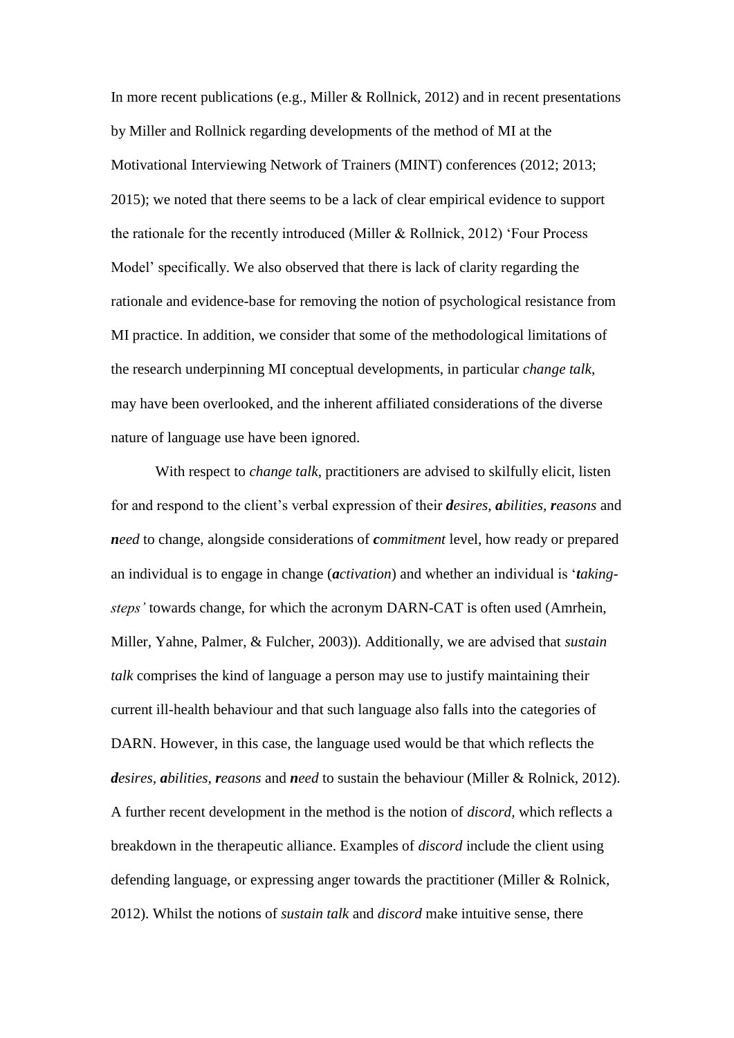In more recent publications (e.g., Miller & Rollnick, 2012) and in recent presentations by Miller and Rollnick regarding developments of the method of MI at the Motivational Interviewing Network of Trainers (MINT) conferences (2012; 2013; 2015); we noted that there seems to be a lack of clear empirical evidence to support the rationale for the recently introduced (Miller & Rollnick, 2012) 'Four Process Model' specifically. We also observed that there is lack of clarity regarding the rationale and evidence-base for removing the notion of psychological resistance from MI practice. In addition, we consider that some of the methodological limitations of the research underpinning MI conceptual developments, in particular *change talk*, may have been overlooked, and the inherent affiliated considerations of the diverse nature of language use have been ignored.

With respect to *change talk*, practitioners are advised to skilfully elicit, listen for and respond to the client's verbal expression of their ***d**esires, **a**bilities, **r**easons* and ***n**eed* to change, alongside considerations of ***c**ommitment* level, how ready or prepared an individual is to engage in change (***a**ctivation*) and whether an individual is '***t**aking-steps'* towards change, for which the acronym DARN-CAT is often used (Amrhein, Miller, Yahne, Palmer, & Fulcher, 2003)). Additionally, we are advised that *sustain talk* comprises the kind of language a person may use to justify maintaining their current ill-health behaviour and that such language also falls into the categories of DARN. However, in this case, the language used would be that which reflects the ***d**esires, **a**bilities, **r**easons* and ***n**eed* to sustain the behaviour (Miller & Rolnick, 2012). A further recent development in the method is the notion of *discord*, which reflects a breakdown in the therapeutic alliance. Examples of *discord* include the client using defending language, or expressing anger towards the practitioner (Miller & Rolnick, 2012). Whilst the notions of *sustain talk* and *discord* make intuitive sense, there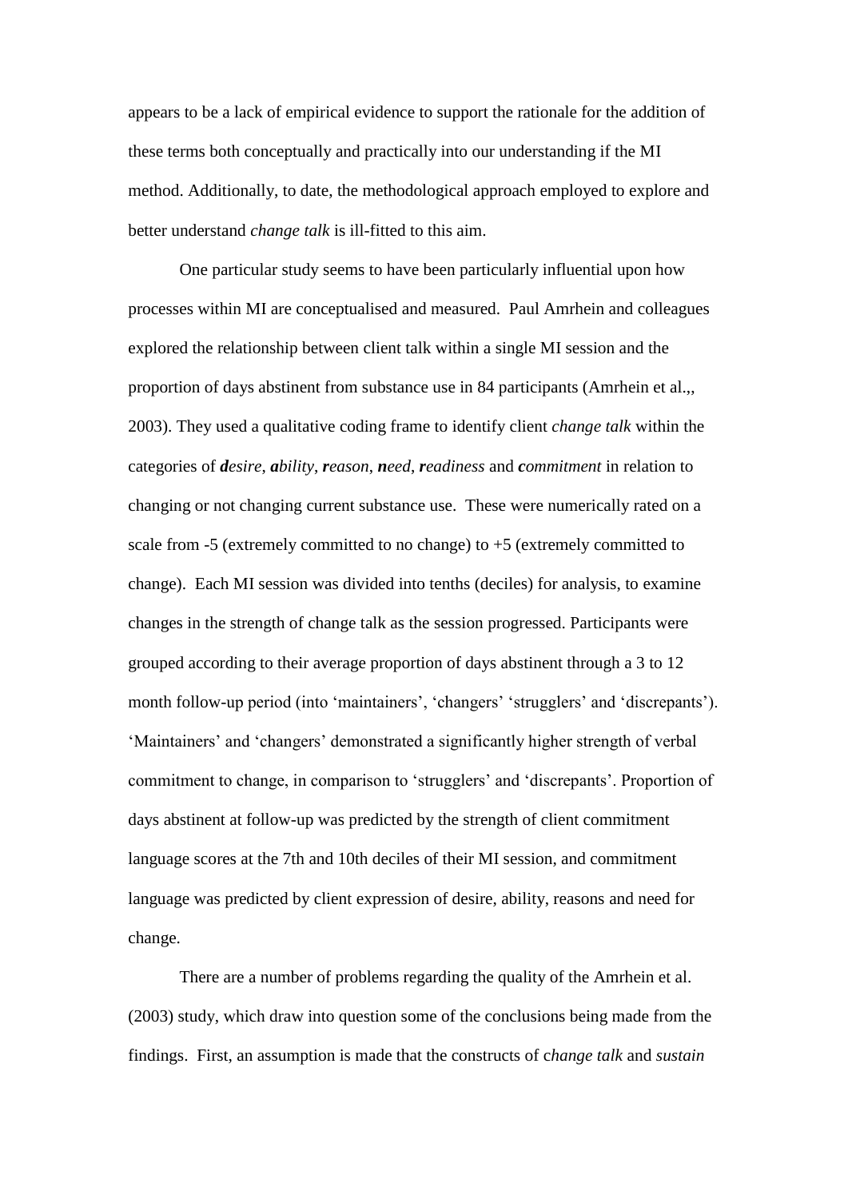appears to be a lack of empirical evidence to support the rationale for the addition of these terms both conceptually and practically into our understanding if the MI method. Additionally, to date, the methodological approach employed to explore and better understand *change talk* is ill-fitted to this aim.

One particular study seems to have been particularly influential upon how processes within MI are conceptualised and measured. Paul Amrhein and colleagues explored the relationship between client talk within a single MI session and the proportion of days abstinent from substance use in 84 participants (Amrhein et al.,, 2003). They used a qualitative coding frame to identify client *change talk* within the categories of ***d****esire*, ***a****bility*, ***r****eason*, ***n****eed*, ***r****eadiness* and ***c****ommitment* in relation to changing or not changing current substance use. These were numerically rated on a scale from -5 (extremely committed to no change) to +5 (extremely committed to change). Each MI session was divided into tenths (deciles) for analysis, to examine changes in the strength of change talk as the session progressed. Participants were grouped according to their average proportion of days abstinent through a 3 to 12 month follow-up period (into 'maintainers', 'changers' 'strugglers' and 'discrepants'). 'Maintainers' and 'changers' demonstrated a significantly higher strength of verbal commitment to change, in comparison to 'strugglers' and 'discrepants'. Proportion of days abstinent at follow-up was predicted by the strength of client commitment language scores at the 7th and 10th deciles of their MI session, and commitment language was predicted by client expression of desire, ability, reasons and need for change.

There are a number of problems regarding the quality of the Amrhein et al. (2003) study, which draw into question some of the conclusions being made from the findings. First, an assumption is made that the constructs of c*hange talk* and *sustain*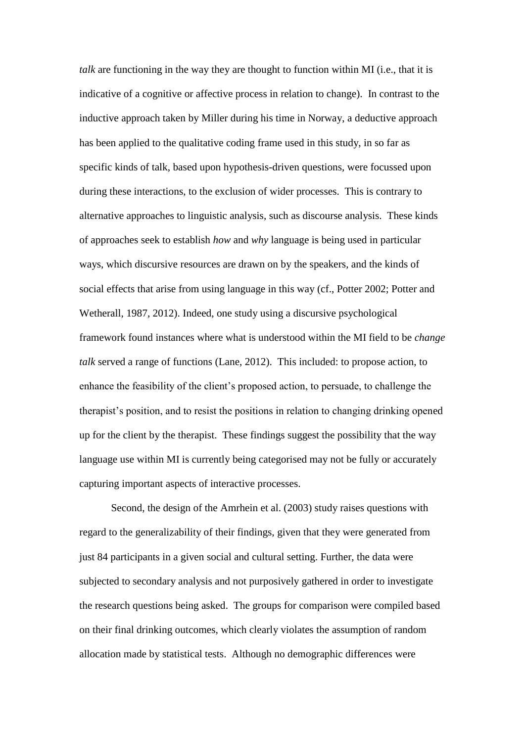*talk* are functioning in the way they are thought to function within MI (i.e., that it is indicative of a cognitive or affective process in relation to change). In contrast to the inductive approach taken by Miller during his time in Norway, a deductive approach has been applied to the qualitative coding frame used in this study, in so far as specific kinds of talk, based upon hypothesis-driven questions, were focussed upon during these interactions, to the exclusion of wider processes. This is contrary to alternative approaches to linguistic analysis, such as discourse analysis. These kinds of approaches seek to establish *how* and *why* language is being used in particular ways, which discursive resources are drawn on by the speakers, and the kinds of social effects that arise from using language in this way (cf., Potter 2002; Potter and Wetherall, 1987, 2012). Indeed, one study using a discursive psychological framework found instances where what is understood within the MI field to be *change talk* served a range of functions (Lane, 2012). This included: to propose action, to enhance the feasibility of the client's proposed action, to persuade, to challenge the therapist's position, and to resist the positions in relation to changing drinking opened up for the client by the therapist. These findings suggest the possibility that the way language use within MI is currently being categorised may not be fully or accurately capturing important aspects of interactive processes.

Second, the design of the Amrhein et al. (2003) study raises questions with regard to the generalizability of their findings, given that they were generated from just 84 participants in a given social and cultural setting. Further, the data were subjected to secondary analysis and not purposively gathered in order to investigate the research questions being asked. The groups for comparison were compiled based on their final drinking outcomes, which clearly violates the assumption of random allocation made by statistical tests. Although no demographic differences were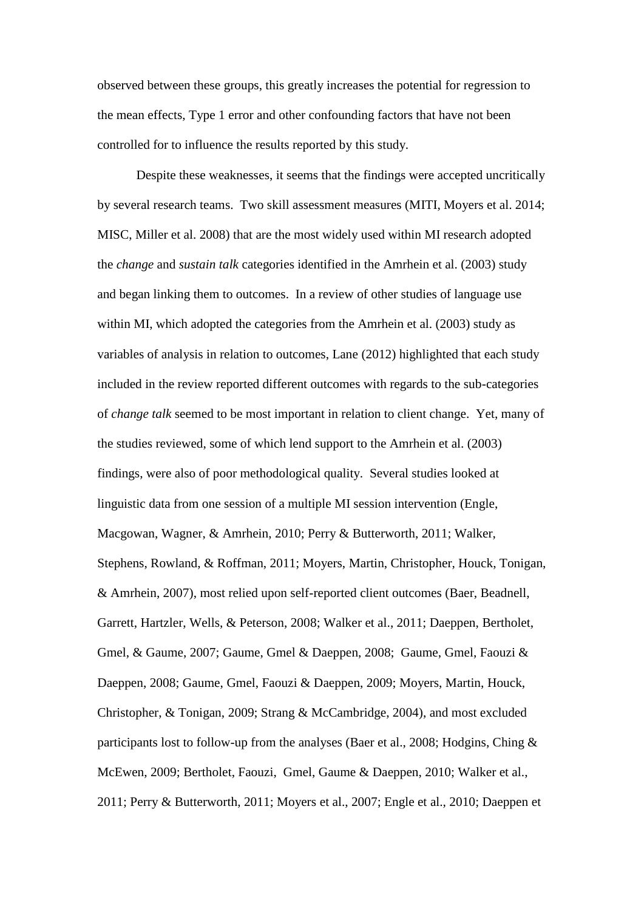observed between these groups, this greatly increases the potential for regression to the mean effects, Type 1 error and other confounding factors that have not been controlled for to influence the results reported by this study.

Despite these weaknesses, it seems that the findings were accepted uncritically by several research teams. Two skill assessment measures (MITI, Moyers et al. 2014; MISC, Miller et al. 2008) that are the most widely used within MI research adopted the *change* and *sustain talk* categories identified in the Amrhein et al. (2003) study and began linking them to outcomes. In a review of other studies of language use within MI, which adopted the categories from the Amrhein et al. (2003) study as variables of analysis in relation to outcomes, Lane (2012) highlighted that each study included in the review reported different outcomes with regards to the sub-categories of *change talk* seemed to be most important in relation to client change. Yet, many of the studies reviewed, some of which lend support to the Amrhein et al. (2003) findings, were also of poor methodological quality. Several studies looked at linguistic data from one session of a multiple MI session intervention (Engle, Macgowan, Wagner, & Amrhein, 2010; Perry & Butterworth, 2011; Walker, Stephens, Rowland, & Roffman, 2011; Moyers, Martin, Christopher, Houck, Tonigan, & Amrhein, 2007), most relied upon self-reported client outcomes (Baer, Beadnell, Garrett, Hartzler, Wells, & Peterson, 2008; Walker et al., 2011; Daeppen, Bertholet, Gmel, & Gaume, 2007; Gaume, Gmel & Daeppen, 2008; Gaume, Gmel, Faouzi & Daeppen, 2008; Gaume, Gmel, Faouzi & Daeppen, 2009; Moyers, Martin, Houck, Christopher, & Tonigan, 2009; Strang & McCambridge, 2004), and most excluded participants lost to follow-up from the analyses (Baer et al., 2008; Hodgins, Ching & McEwen, 2009; Bertholet, Faouzi, Gmel, Gaume & Daeppen, 2010; Walker et al., 2011; Perry & Butterworth, 2011; Moyers et al., 2007; Engle et al., 2010; Daeppen et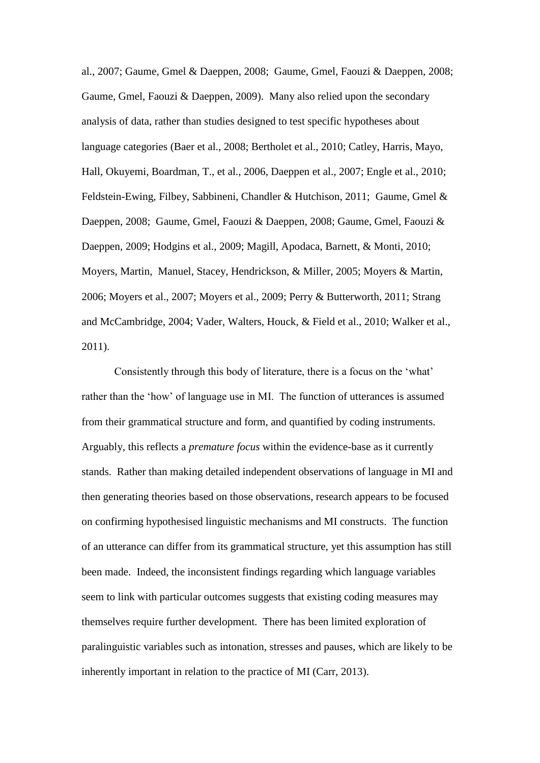al., 2007; Gaume, Gmel & Daeppen, 2008; Gaume, Gmel, Faouzi & Daeppen, 2008; Gaume, Gmel, Faouzi & Daeppen, 2009). Many also relied upon the secondary analysis of data, rather than studies designed to test specific hypotheses about language categories (Baer et al., 2008; Bertholet et al., 2010; Catley, Harris, Mayo, Hall, Okuyemi, Boardman, T., et al., 2006, Daeppen et al., 2007; Engle et al., 2010; Feldstein-Ewing, Filbey, Sabbineni, Chandler & Hutchison, 2011; Gaume, Gmel & Daeppen, 2008; Gaume, Gmel, Faouzi & Daeppen, 2008; Gaume, Gmel, Faouzi & Daeppen, 2009; Hodgins et al., 2009; Magill, Apodaca, Barnett, & Monti, 2010; Moyers, Martin, Manuel, Stacey, Hendrickson, & Miller, 2005; Moyers & Martin, 2006; Moyers et al., 2007; Moyers et al., 2009; Perry & Butterworth, 2011; Strang and McCambridge, 2004; Vader, Walters, Houck, & Field et al., 2010; Walker et al., 2011).

Consistently through this body of literature, there is a focus on the 'what' rather than the 'how' of language use in MI. The function of utterances is assumed from their grammatical structure and form, and quantified by coding instruments. Arguably, this reflects a *premature focus* within the evidence-base as it currently stands. Rather than making detailed independent observations of language in MI and then generating theories based on those observations, research appears to be focused on confirming hypothesised linguistic mechanisms and MI constructs. The function of an utterance can differ from its grammatical structure, yet this assumption has still been made. Indeed, the inconsistent findings regarding which language variables seem to link with particular outcomes suggests that existing coding measures may themselves require further development. There has been limited exploration of paralinguistic variables such as intonation, stresses and pauses, which are likely to be inherently important in relation to the practice of MI (Carr, 2013).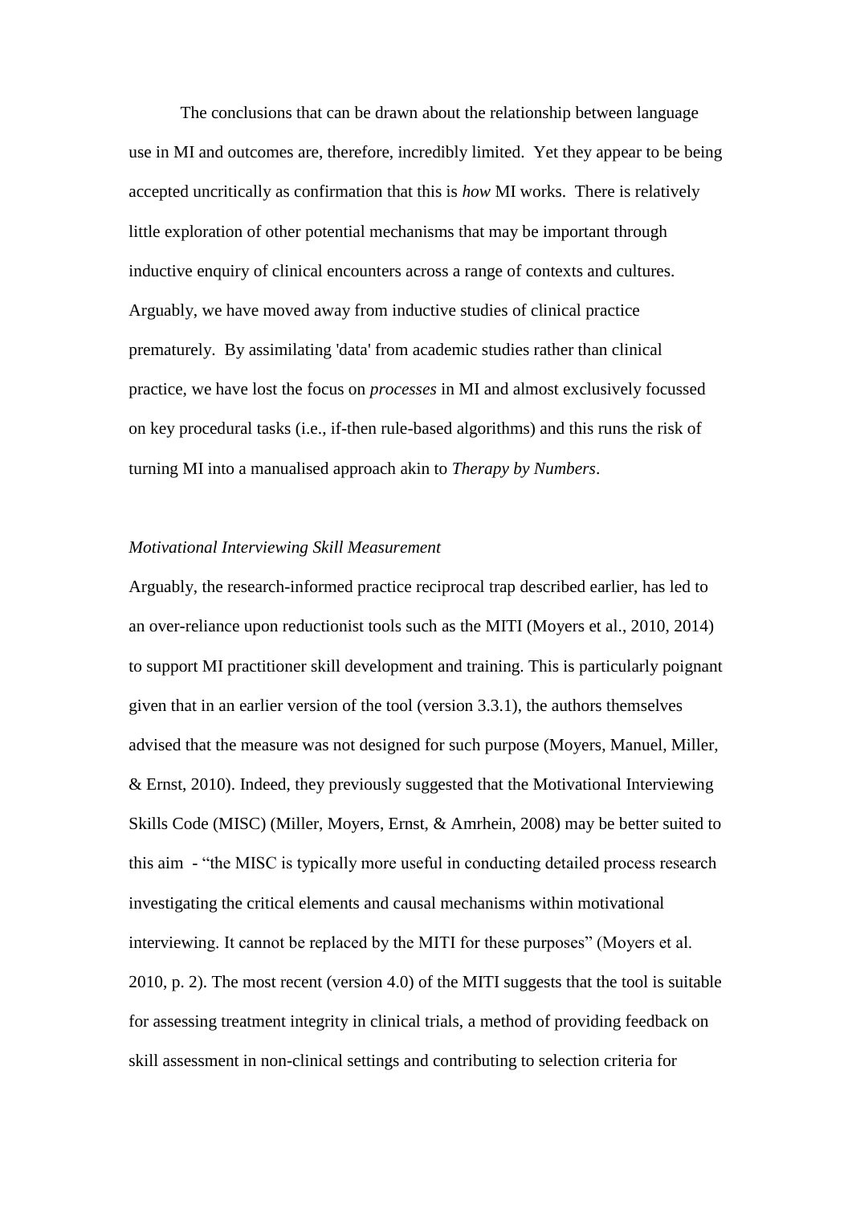The conclusions that can be drawn about the relationship between language use in MI and outcomes are, therefore, incredibly limited. Yet they appear to be being accepted uncritically as confirmation that this is *how* MI works. There is relatively little exploration of other potential mechanisms that may be important through inductive enquiry of clinical encounters across a range of contexts and cultures. Arguably, we have moved away from inductive studies of clinical practice prematurely. By assimilating 'data' from academic studies rather than clinical practice, we have lost the focus on *processes* in MI and almost exclusively focussed on key procedural tasks (i.e., if-then rule-based algorithms) and this runs the risk of turning MI into a manualised approach akin to *Therapy by Numbers*.

*Motivational Interviewing Skill Measurement*

Arguably, the research-informed practice reciprocal trap described earlier, has led to an over-reliance upon reductionist tools such as the MITI (Moyers et al., 2010, 2014) to support MI practitioner skill development and training. This is particularly poignant given that in an earlier version of the tool (version 3.3.1), the authors themselves advised that the measure was not designed for such purpose (Moyers, Manuel, Miller, & Ernst, 2010). Indeed, they previously suggested that the Motivational Interviewing Skills Code (MISC) (Miller, Moyers, Ernst, & Amrhein, 2008) may be better suited to this aim - "the MISC is typically more useful in conducting detailed process research investigating the critical elements and causal mechanisms within motivational interviewing. It cannot be replaced by the MITI for these purposes" (Moyers et al. 2010, p. 2). The most recent (version 4.0) of the MITI suggests that the tool is suitable for assessing treatment integrity in clinical trials, a method of providing feedback on skill assessment in non-clinical settings and contributing to selection criteria for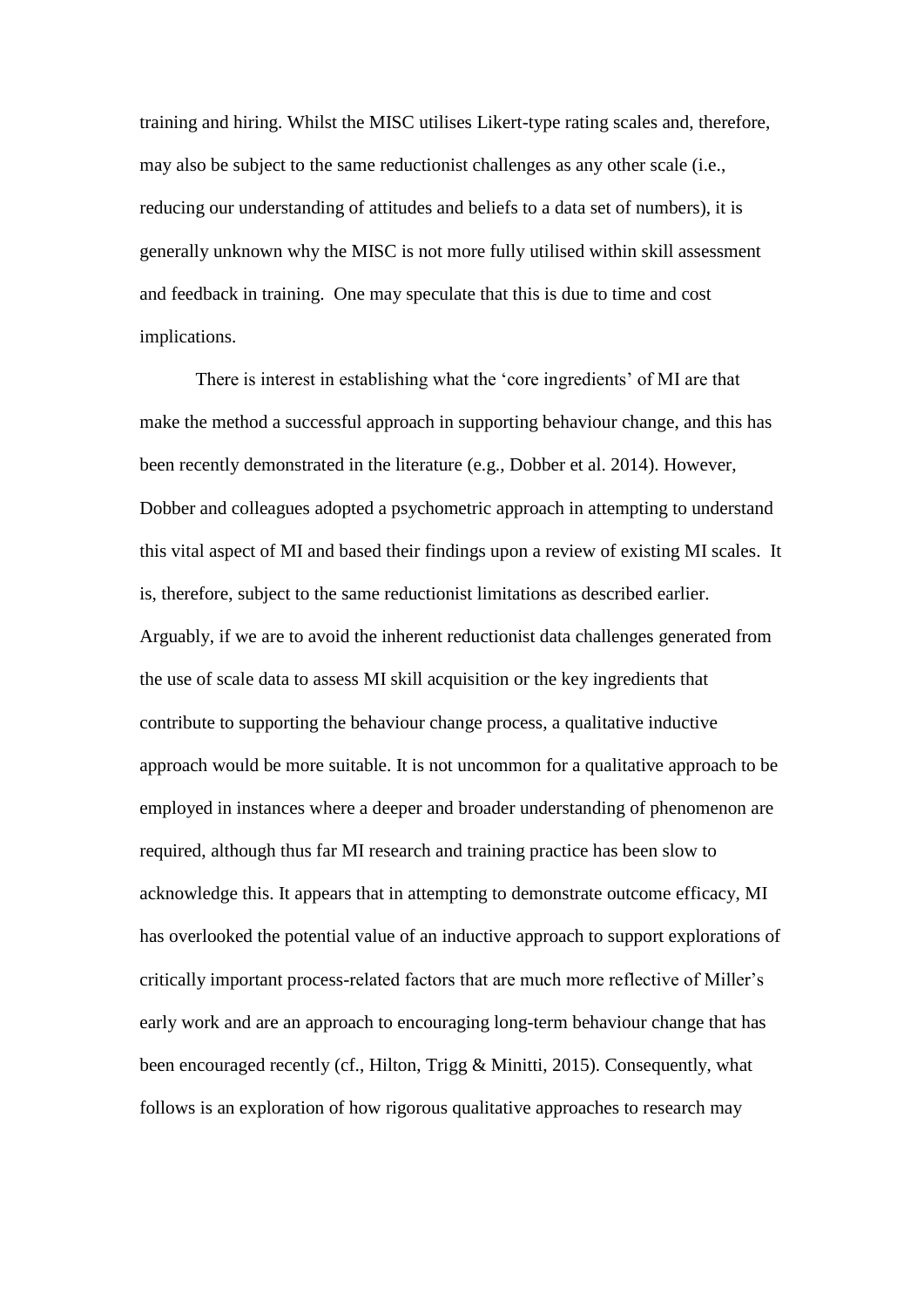training and hiring. Whilst the MISC utilises Likert-type rating scales and, therefore, may also be subject to the same reductionist challenges as any other scale (i.e., reducing our understanding of attitudes and beliefs to a data set of numbers), it is generally unknown why the MISC is not more fully utilised within skill assessment and feedback in training. One may speculate that this is due to time and cost implications.

There is interest in establishing what the 'core ingredients' of MI are that make the method a successful approach in supporting behaviour change, and this has been recently demonstrated in the literature (e.g., Dobber et al. 2014). However, Dobber and colleagues adopted a psychometric approach in attempting to understand this vital aspect of MI and based their findings upon a review of existing MI scales. It is, therefore, subject to the same reductionist limitations as described earlier. Arguably, if we are to avoid the inherent reductionist data challenges generated from the use of scale data to assess MI skill acquisition or the key ingredients that contribute to supporting the behaviour change process, a qualitative inductive approach would be more suitable. It is not uncommon for a qualitative approach to be employed in instances where a deeper and broader understanding of phenomenon are required, although thus far MI research and training practice has been slow to acknowledge this. It appears that in attempting to demonstrate outcome efficacy, MI has overlooked the potential value of an inductive approach to support explorations of critically important process-related factors that are much more reflective of Miller's early work and are an approach to encouraging long-term behaviour change that has been encouraged recently (cf., Hilton, Trigg & Minitti, 2015). Consequently, what follows is an exploration of how rigorous qualitative approaches to research may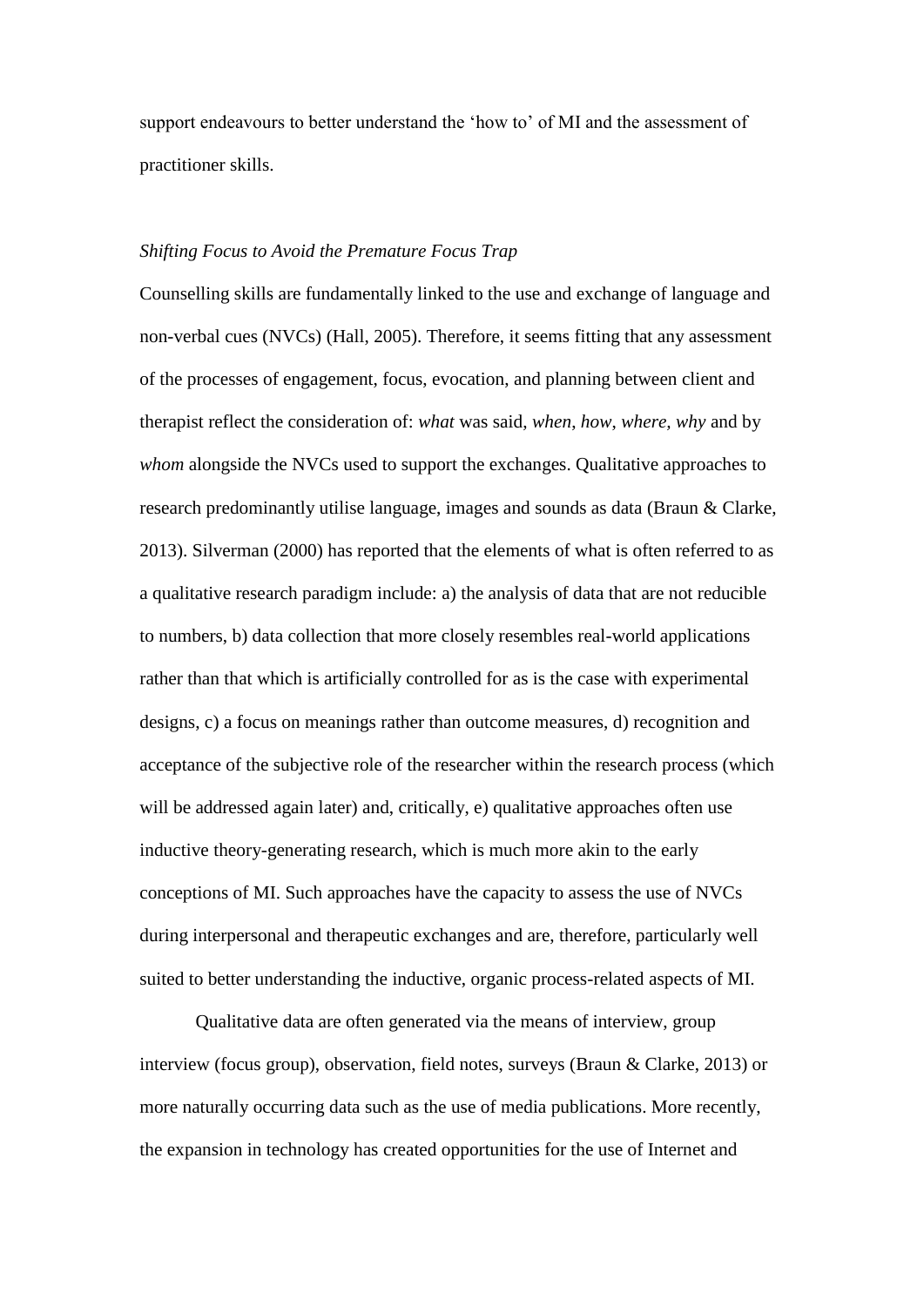support endeavours to better understand the 'how to' of MI and the assessment of practitioner skills.

*Shifting Focus to Avoid the Premature Focus Trap*

Counselling skills are fundamentally linked to the use and exchange of language and non-verbal cues (NVCs) (Hall, 2005). Therefore, it seems fitting that any assessment of the processes of engagement, focus, evocation, and planning between client and therapist reflect the consideration of: *what* was said, *when*, *how*, *where*, *why* and by *whom* alongside the NVCs used to support the exchanges. Qualitative approaches to research predominantly utilise language, images and sounds as data (Braun & Clarke, 2013). Silverman (2000) has reported that the elements of what is often referred to as a qualitative research paradigm include: a) the analysis of data that are not reducible to numbers, b) data collection that more closely resembles real-world applications rather than that which is artificially controlled for as is the case with experimental designs, c) a focus on meanings rather than outcome measures, d) recognition and acceptance of the subjective role of the researcher within the research process (which will be addressed again later) and, critically, e) qualitative approaches often use inductive theory-generating research, which is much more akin to the early conceptions of MI. Such approaches have the capacity to assess the use of NVCs during interpersonal and therapeutic exchanges and are, therefore, particularly well suited to better understanding the inductive, organic process-related aspects of MI.

Qualitative data are often generated via the means of interview, group interview (focus group), observation, field notes, surveys (Braun & Clarke, 2013) or more naturally occurring data such as the use of media publications. More recently, the expansion in technology has created opportunities for the use of Internet and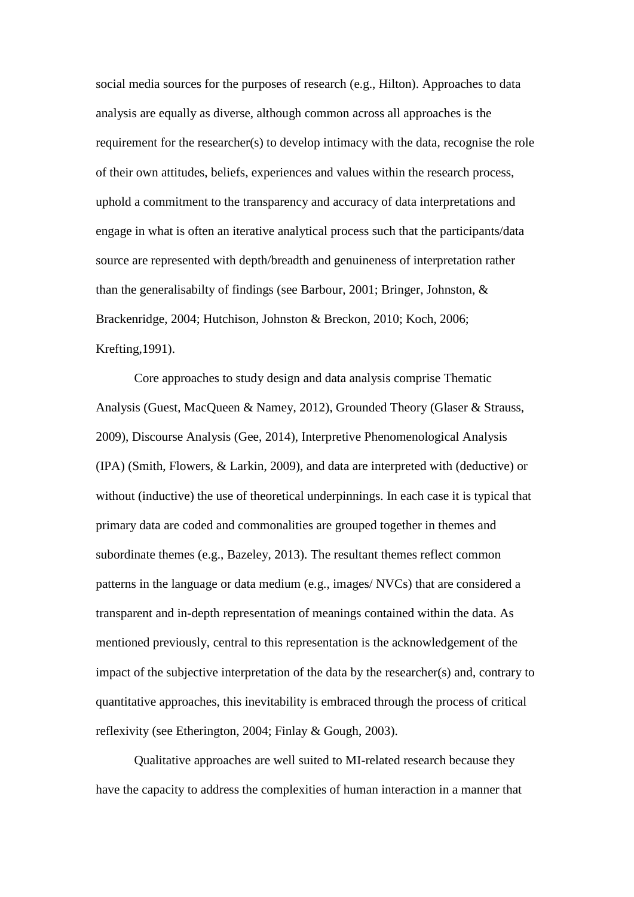social media sources for the purposes of research (e.g., Hilton). Approaches to data analysis are equally as diverse, although common across all approaches is the requirement for the researcher(s) to develop intimacy with the data, recognise the role of their own attitudes, beliefs, experiences and values within the research process, uphold a commitment to the transparency and accuracy of data interpretations and engage in what is often an iterative analytical process such that the participants/data source are represented with depth/breadth and genuineness of interpretation rather than the generalisabilty of findings (see Barbour, 2001; Bringer, Johnston, & Brackenridge, 2004; Hutchison, Johnston & Breckon, 2010; Koch, 2006; Krefting,1991).

Core approaches to study design and data analysis comprise Thematic Analysis (Guest, MacQueen & Namey, 2012), Grounded Theory (Glaser & Strauss, 2009), Discourse Analysis (Gee, 2014), Interpretive Phenomenological Analysis (IPA) (Smith, Flowers, & Larkin, 2009), and data are interpreted with (deductive) or without (inductive) the use of theoretical underpinnings. In each case it is typical that primary data are coded and commonalities are grouped together in themes and subordinate themes (e.g., Bazeley, 2013). The resultant themes reflect common patterns in the language or data medium (e.g., images/ NVCs) that are considered a transparent and in-depth representation of meanings contained within the data. As mentioned previously, central to this representation is the acknowledgement of the impact of the subjective interpretation of the data by the researcher(s) and, contrary to quantitative approaches, this inevitability is embraced through the process of critical reflexivity (see Etherington, 2004; Finlay & Gough, 2003).

Qualitative approaches are well suited to MI-related research because they have the capacity to address the complexities of human interaction in a manner that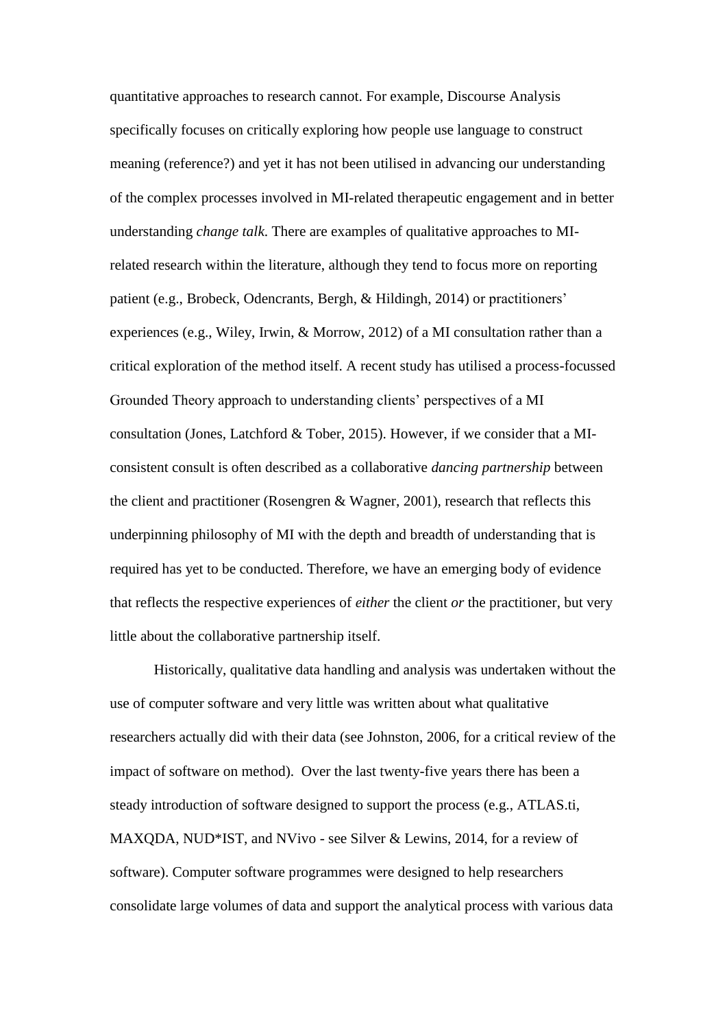quantitative approaches to research cannot. For example, Discourse Analysis specifically focuses on critically exploring how people use language to construct meaning (reference?) and yet it has not been utilised in advancing our understanding of the complex processes involved in MI-related therapeutic engagement and in better understanding *change talk*. There are examples of qualitative approaches to MI-related research within the literature, although they tend to focus more on reporting patient (e.g., Brobeck, Odencrants, Bergh, & Hildingh, 2014) or practitioners' experiences (e.g., Wiley, Irwin, & Morrow, 2012) of a MI consultation rather than a critical exploration of the method itself. A recent study has utilised a process-focussed Grounded Theory approach to understanding clients' perspectives of a MI consultation (Jones, Latchford & Tober, 2015). However, if we consider that a MI-consistent consult is often described as a collaborative *dancing partnership* between the client and practitioner (Rosengren & Wagner, 2001), research that reflects this underpinning philosophy of MI with the depth and breadth of understanding that is required has yet to be conducted. Therefore, we have an emerging body of evidence that reflects the respective experiences of *either* the client *or* the practitioner, but very little about the collaborative partnership itself.

Historically, qualitative data handling and analysis was undertaken without the use of computer software and very little was written about what qualitative researchers actually did with their data (see Johnston, 2006, for a critical review of the impact of software on method). Over the last twenty-five years there has been a steady introduction of software designed to support the process (e.g., ATLAS.ti, MAXQDA, NUD*IST, and NVivo - see Silver & Lewins, 2014, for a review of software). Computer software programmes were designed to help researchers consolidate large volumes of data and support the analytical process with various data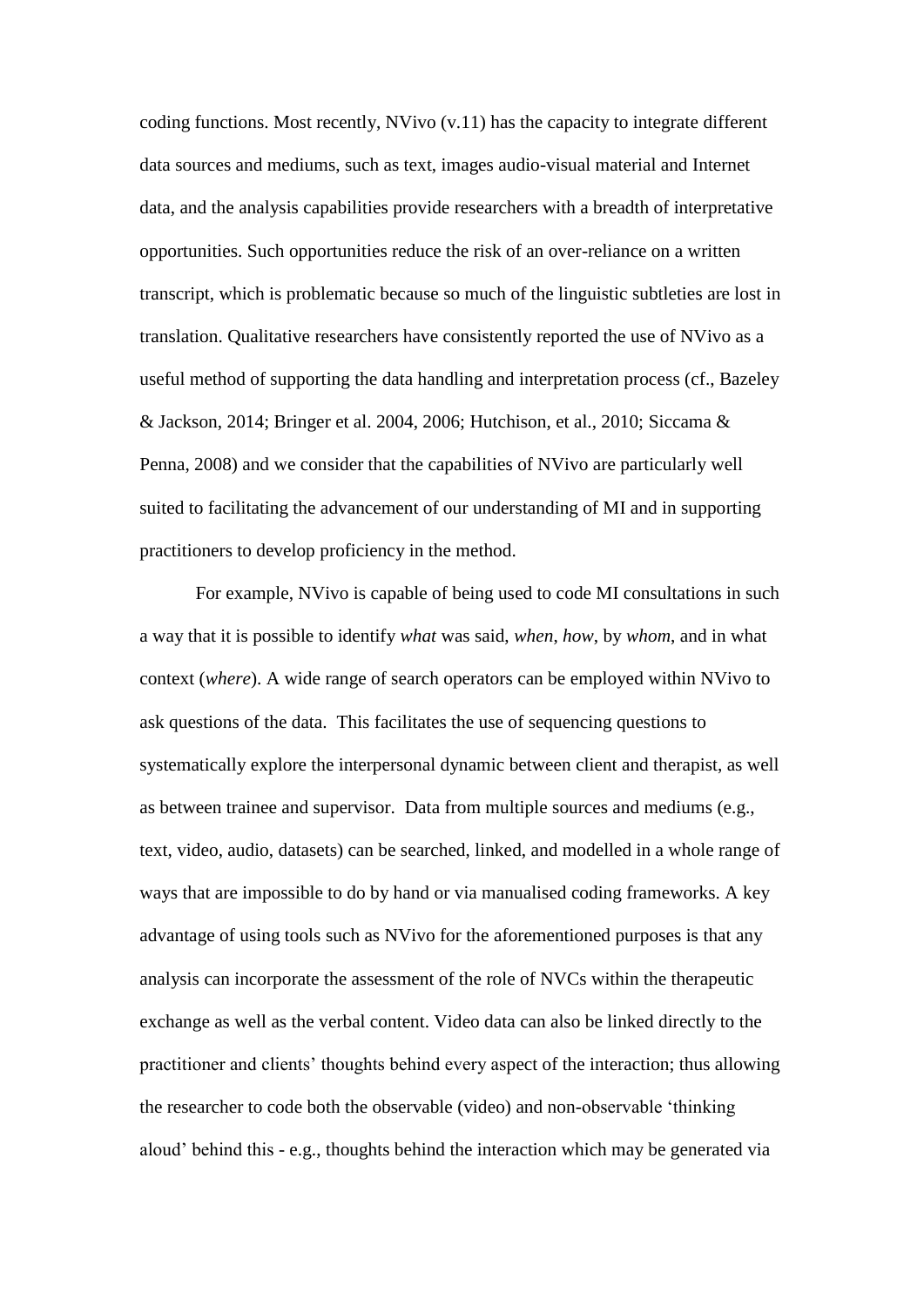coding functions. Most recently, NVivo (v.11) has the capacity to integrate different data sources and mediums, such as text, images audio-visual material and Internet data, and the analysis capabilities provide researchers with a breadth of interpretative opportunities. Such opportunities reduce the risk of an over-reliance on a written transcript, which is problematic because so much of the linguistic subtleties are lost in translation. Qualitative researchers have consistently reported the use of NVivo as a useful method of supporting the data handling and interpretation process (cf., Bazeley & Jackson, 2014; Bringer et al. 2004, 2006; Hutchison, et al., 2010; Siccama & Penna, 2008) and we consider that the capabilities of NVivo are particularly well suited to facilitating the advancement of our understanding of MI and in supporting practitioners to develop proficiency in the method.

For example, NVivo is capable of being used to code MI consultations in such a way that it is possible to identify *what* was said, *when*, *how*, by *whom*, and in what context (*where*). A wide range of search operators can be employed within NVivo to ask questions of the data. This facilitates the use of sequencing questions to systematically explore the interpersonal dynamic between client and therapist, as well as between trainee and supervisor. Data from multiple sources and mediums (e.g., text, video, audio, datasets) can be searched, linked, and modelled in a whole range of ways that are impossible to do by hand or via manualised coding frameworks. A key advantage of using tools such as NVivo for the aforementioned purposes is that any analysis can incorporate the assessment of the role of NVCs within the therapeutic exchange as well as the verbal content. Video data can also be linked directly to the practitioner and clients' thoughts behind every aspect of the interaction; thus allowing the researcher to code both the observable (video) and non-observable 'thinking aloud' behind this - e.g., thoughts behind the interaction which may be generated via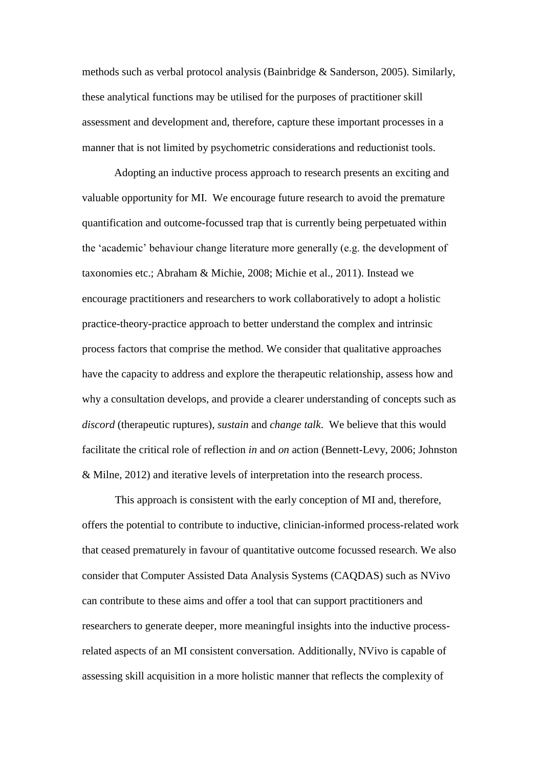methods such as verbal protocol analysis (Bainbridge & Sanderson, 2005). Similarly, these analytical functions may be utilised for the purposes of practitioner skill assessment and development and, therefore, capture these important processes in a manner that is not limited by psychometric considerations and reductionist tools.

Adopting an inductive process approach to research presents an exciting and valuable opportunity for MI. We encourage future research to avoid the premature quantification and outcome-focussed trap that is currently being perpetuated within the 'academic' behaviour change literature more generally (e.g. the development of taxonomies etc.; Abraham & Michie, 2008; Michie et al., 2011). Instead we encourage practitioners and researchers to work collaboratively to adopt a holistic practice-theory-practice approach to better understand the complex and intrinsic process factors that comprise the method. We consider that qualitative approaches have the capacity to address and explore the therapeutic relationship, assess how and why a consultation develops, and provide a clearer understanding of concepts such as *discord* (therapeutic ruptures), *sustain* and *change talk*. We believe that this would facilitate the critical role of reflection *in* and *on* action (Bennett-Levy, 2006; Johnston & Milne, 2012) and iterative levels of interpretation into the research process.

This approach is consistent with the early conception of MI and, therefore, offers the potential to contribute to inductive, clinician-informed process-related work that ceased prematurely in favour of quantitative outcome focussed research. We also consider that Computer Assisted Data Analysis Systems (CAQDAS) such as NVivo can contribute to these aims and offer a tool that can support practitioners and researchers to generate deeper, more meaningful insights into the inductive process-related aspects of an MI consistent conversation. Additionally, NVivo is capable of assessing skill acquisition in a more holistic manner that reflects the complexity of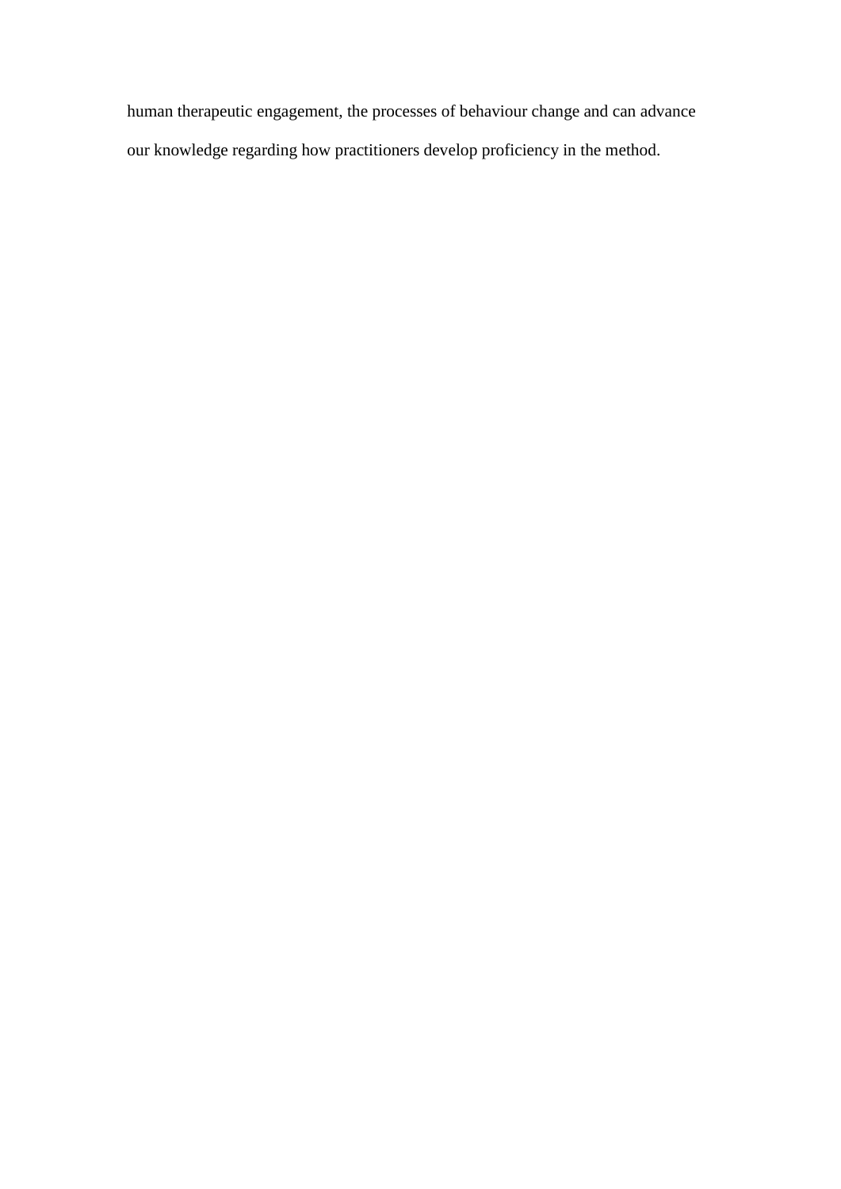human therapeutic engagement, the processes of behaviour change and can advance our knowledge regarding how practitioners develop proficiency in the method.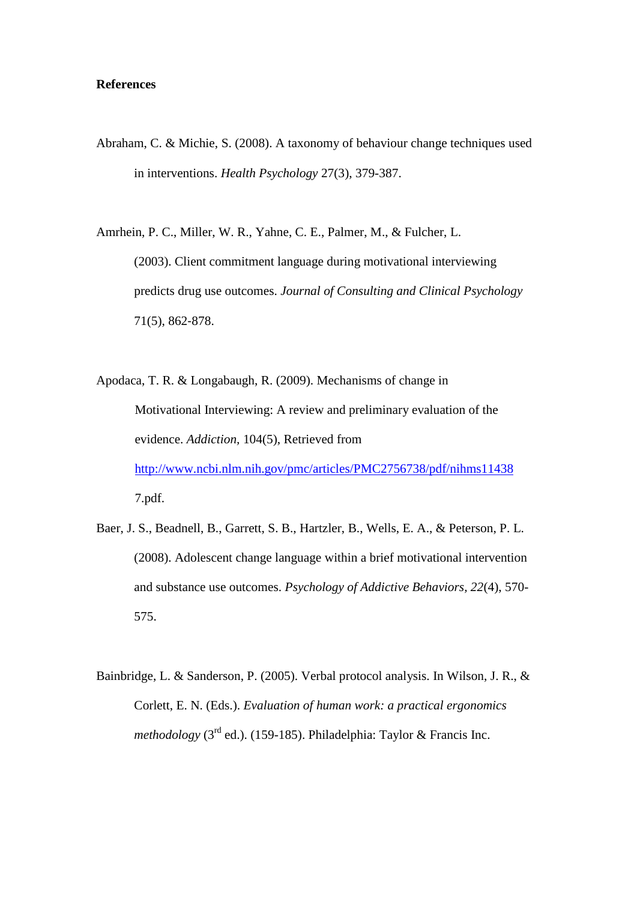**References**

Abraham, C. & Michie, S. (2008). A taxonomy of behaviour change techniques used in interventions. *Health Psychology* 27(3), 379-387.

Amrhein, P. C., Miller, W. R., Yahne, C. E., Palmer, M., & Fulcher, L. (2003). Client commitment language during motivational interviewing predicts drug use outcomes. *Journal of Consulting and Clinical Psychology* 71(5), 862-878.

Apodaca, T. R. & Longabaugh, R. (2009). Mechanisms of change in Motivational Interviewing: A review and preliminary evaluation of the evidence. *Addiction*, 104(5), Retrieved from http://www.ncbi.nlm.nih.gov/pmc/articles/PMC2756738/pdf/nihms114387.pdf.

Baer, J. S., Beadnell, B., Garrett, S. B., Hartzler, B., Wells, E. A., & Peterson, P. L. (2008). Adolescent change language within a brief motivational intervention and substance use outcomes. *Psychology of Addictive Behaviors, 22*(4), 570-575.

Bainbridge, L. & Sanderson, P. (2005). Verbal protocol analysis. In Wilson, J. R., & Corlett, E. N. (Eds.). *Evaluation of human work: a practical ergonomics methodology* (3rd ed.). (159-185). Philadelphia: Taylor & Francis Inc.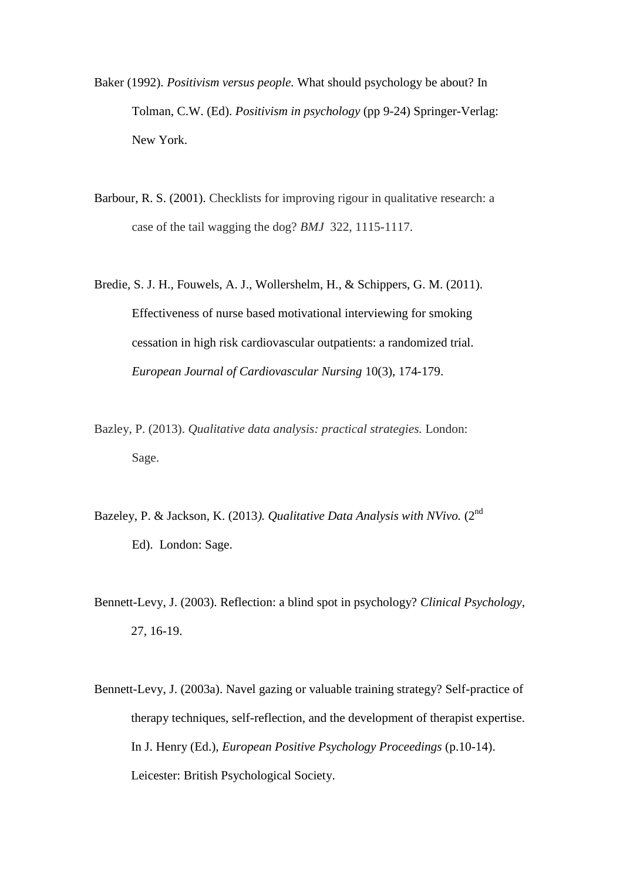Baker (1992). *Positivism versus people.* What should psychology be about? In Tolman, C.W. (Ed). *Positivism in psychology* (pp 9-24) Springer-Verlag: New York.

Barbour, R. S. (2001). Checklists for improving rigour in qualitative research: a case of the tail wagging the dog? *BMJ* 322, 1115-1117.

Bredie, S. J. H., Fouwels, A. J., Wollershelm, H., & Schippers, G. M. (2011). Effectiveness of nurse based motivational interviewing for smoking cessation in high risk cardiovascular outpatients: a randomized trial. *European Journal of Cardiovascular Nursing* 10(3), 174-179.

Bazley, P. (2013). *Qualitative data analysis: practical strategies.* London: Sage.

Bazeley, P. & Jackson, K. (2013*). Qualitative Data Analysis with NVivo.* (2nd Ed). London: Sage.

Bennett-Levy, J. (2003). Reflection: a blind spot in psychology? *Clinical Psychology,* 27, 16-19.

Bennett-Levy, J. (2003a). Navel gazing or valuable training strategy? Self-practice of therapy techniques, self-reflection, and the development of therapist expertise. In J. Henry (Ed.), *European Positive Psychology Proceedings* (p.10-14). Leicester: British Psychological Society.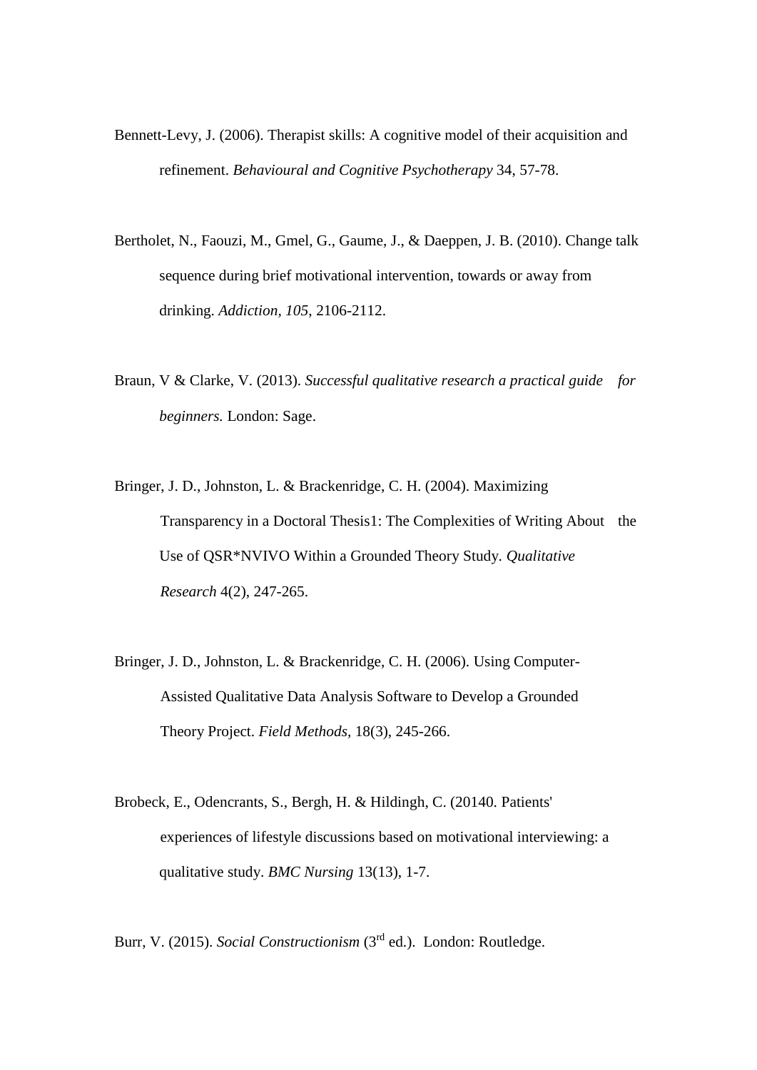Bennett-Levy, J. (2006). Therapist skills: A cognitive model of their acquisition and refinement. *Behavioural and Cognitive Psychotherapy* 34, 57-78.

Bertholet, N., Faouzi, M., Gmel, G., Gaume, J., & Daeppen, J. B. (2010). Change talk sequence during brief motivational intervention, towards or away from drinking. *Addiction, 105*, 2106-2112.

Braun, V & Clarke, V. (2013). *Successful qualitative research a practical guide for beginners.* London: Sage.

Bringer, J. D., Johnston, L. & Brackenridge, C. H. (2004). Maximizing Transparency in a Doctoral Thesis1: The Complexities of Writing About the Use of QSR*NVIVO Within a Grounded Theory Study. *Qualitative Research* 4(2), 247-265.

Bringer, J. D., Johnston, L. & Brackenridge, C. H. (2006). Using Computer-Assisted Qualitative Data Analysis Software to Develop a Grounded Theory Project. *Field Methods*, 18(3), 245-266.

Brobeck, E., Odencrants, S., Bergh, H. & Hildingh, C. (20140. Patients' experiences of lifestyle discussions based on motivational interviewing: a qualitative study. *BMC Nursing* 13(13), 1-7.

Burr, V. (2015). *Social Constructionism* (3rd ed.). London: Routledge.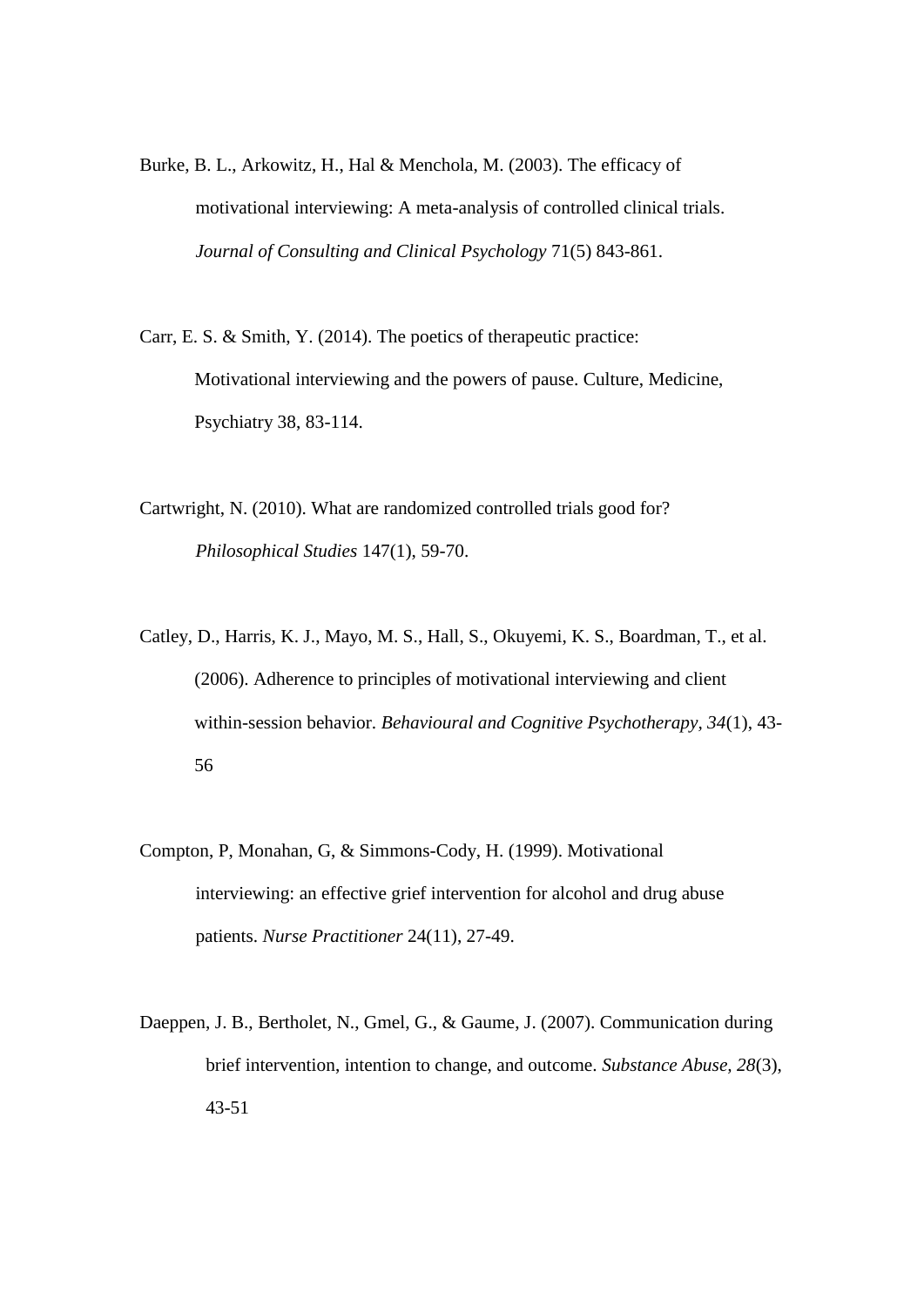Burke, B. L., Arkowitz, H., Hal & Menchola, M. (2003). The efficacy of motivational interviewing: A meta-analysis of controlled clinical trials. *Journal of Consulting and Clinical Psychology* 71(5) 843-861.

Carr, E. S. & Smith, Y. (2014). The poetics of therapeutic practice: Motivational interviewing and the powers of pause. Culture, Medicine, Psychiatry 38, 83-114.

Cartwright, N. (2010). What are randomized controlled trials good for? *Philosophical Studies* 147(1), 59-70.

Catley, D., Harris, K. J., Mayo, M. S., Hall, S., Okuyemi, K. S., Boardman, T., et al. (2006). Adherence to principles of motivational interviewing and client within-session behavior. *Behavioural and Cognitive Psychotherapy*, *34*(1), 43-56

Compton, P, Monahan, G, & Simmons-Cody, H. (1999). Motivational interviewing: an effective grief intervention for alcohol and drug abuse patients. *Nurse Practitioner* 24(11), 27-49.

Daeppen, J. B., Bertholet, N., Gmel, G., & Gaume, J. (2007). Communication during brief intervention, intention to change, and outcome. *Substance Abuse*, *28*(3), 43-51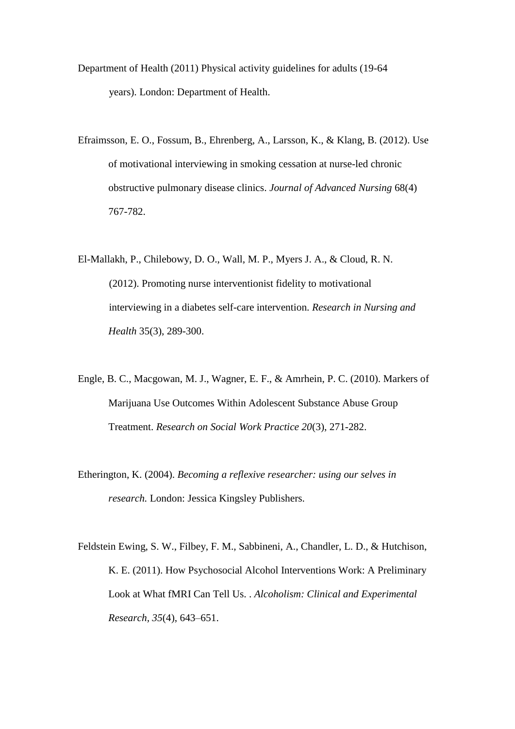Department of Health (2011) Physical activity guidelines for adults (19-64 years). London: Department of Health.

Efraimsson, E. O., Fossum, B., Ehrenberg, A., Larsson, K., & Klang, B. (2012). Use of motivational interviewing in smoking cessation at nurse-led chronic obstructive pulmonary disease clinics. *Journal of Advanced Nursing* 68(4) 767-782.

El-Mallakh, P., Chilebowy, D. O., Wall, M. P., Myers J. A., & Cloud, R. N. (2012). Promoting nurse interventionist fidelity to motivational interviewing in a diabetes self-care intervention. *Research in Nursing and Health* 35(3), 289-300.

Engle, B. C., Macgowan, M. J., Wagner, E. F., & Amrhein, P. C. (2010). Markers of Marijuana Use Outcomes Within Adolescent Substance Abuse Group Treatment. *Research on Social Work Practice 20*(3), 271-282.

Etherington, K. (2004). *Becoming a reflexive researcher: using our selves in research.* London: Jessica Kingsley Publishers.

Feldstein Ewing, S. W., Filbey, F. M., Sabbineni, A., Chandler, L. D., & Hutchison, K. E. (2011). How Psychosocial Alcohol Interventions Work: A Preliminary Look at What fMRI Can Tell Us. . *Alcoholism: Clinical and Experimental Research, 35*(4), 643–651.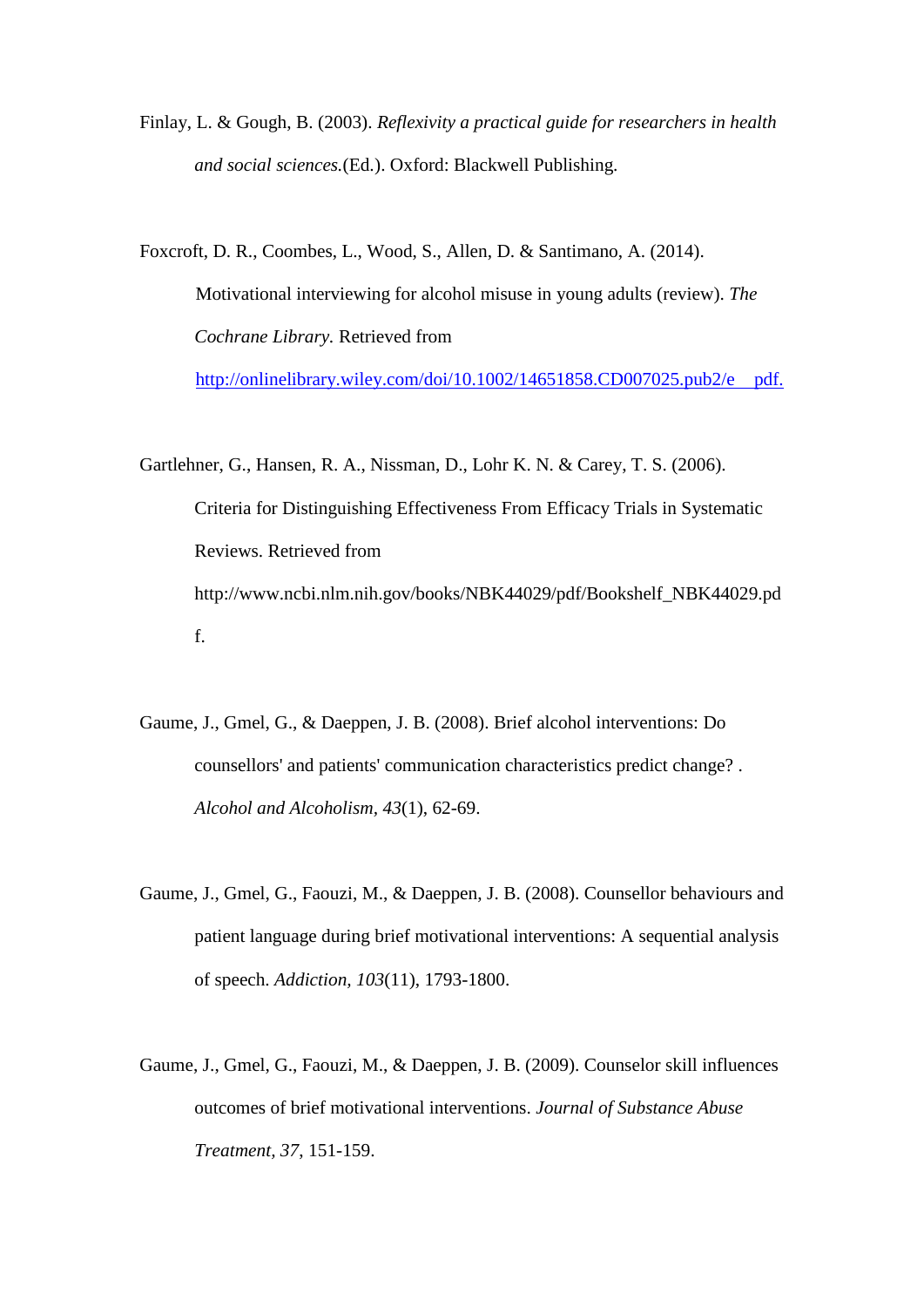Finlay, L. & Gough, B. (2003). *Reflexivity a practical guide for researchers in health and social sciences.*(Ed.). Oxford: Blackwell Publishing.

Foxcroft, D. R., Coombes, L., Wood, S., Allen, D. & Santimano, A. (2014). Motivational interviewing for alcohol misuse in young adults (review). *The Cochrane Library.* Retrieved from http://onlinelibrary.wiley.com/doi/10.1002/14651858.CD007025.pub2/e pdf.

Gartlehner, G., Hansen, R. A., Nissman, D., Lohr K. N. & Carey, T. S. (2006). Criteria for Distinguishing Effectiveness From Efficacy Trials in Systematic Reviews. Retrieved from http://www.ncbi.nlm.nih.gov/books/NBK44029/pdf/Bookshelf_NBK44029.pdf.

Gaume, J., Gmel, G., & Daeppen, J. B. (2008). Brief alcohol interventions: Do counsellors' and patients' communication characteristics predict change? . *Alcohol and Alcoholism, 43*(1), 62-69.

Gaume, J., Gmel, G., Faouzi, M., & Daeppen, J. B. (2008). Counsellor behaviours and patient language during brief motivational interventions: A sequential analysis of speech. *Addiction, 103*(11), 1793-1800.

Gaume, J., Gmel, G., Faouzi, M., & Daeppen, J. B. (2009). Counselor skill influences outcomes of brief motivational interventions. *Journal of Substance Abuse Treatment, 37*, 151-159.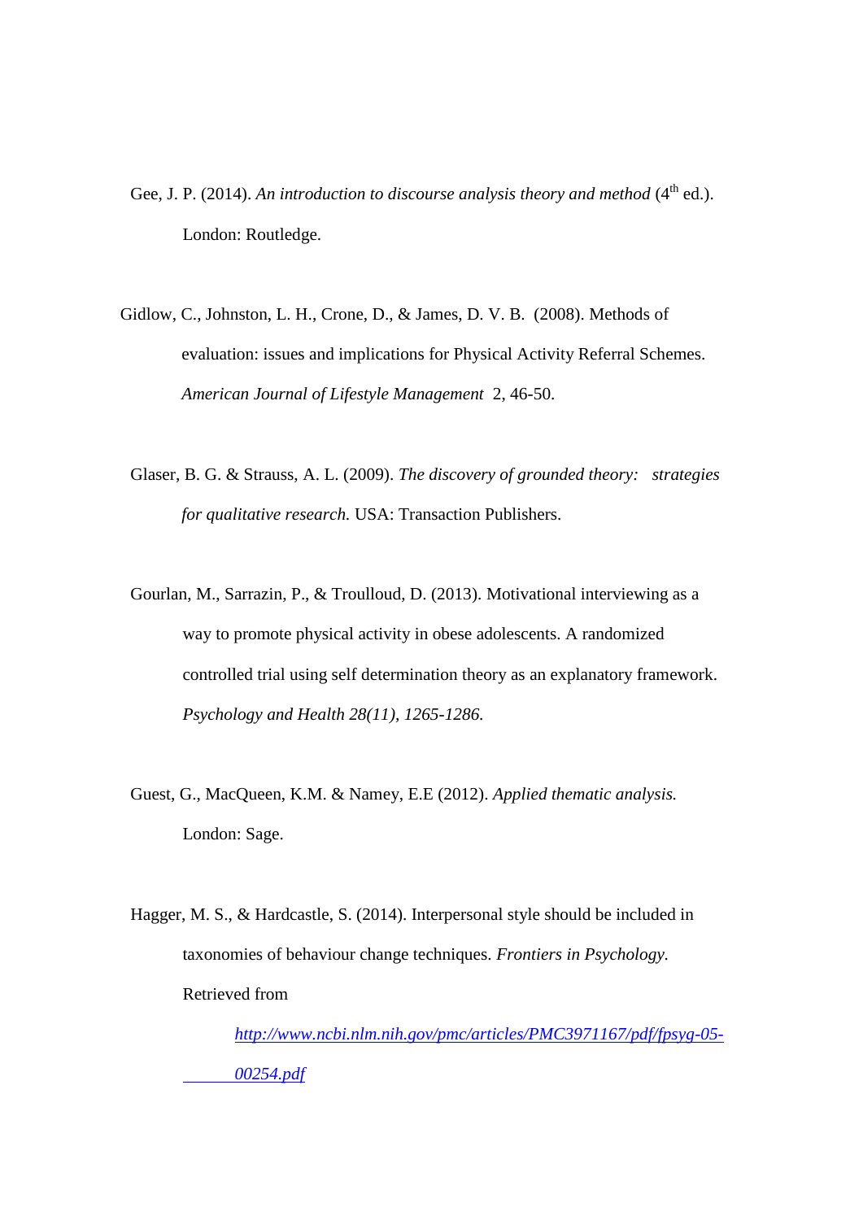Gee, J. P. (2014). *An introduction to discourse analysis theory and method* (4th ed.). London: Routledge.

Gidlow, C., Johnston, L. H., Crone, D., & James, D. V. B. (2008). Methods of evaluation: issues and implications for Physical Activity Referral Schemes. *American Journal of Lifestyle Management* 2, 46-50.

Glaser, B. G. & Strauss, A. L. (2009). *The discovery of grounded theory: strategies for qualitative research.* USA: Transaction Publishers.

Gourlan, M., Sarrazin, P., & Troulloud, D. (2013). Motivational interviewing as a way to promote physical activity in obese adolescents. A randomized controlled trial using self determination theory as an explanatory framework. *Psychology and Health 28(11), 1265-1286.*

Guest, G., MacQueen, K.M. & Namey, E.E (2012). *Applied thematic analysis.* London: Sage.

Hagger, M. S., & Hardcastle, S. (2014). Interpersonal style should be included in taxonomies of behaviour change techniques. *Frontiers in Psychology.* Retrieved from *http://www.ncbi.nlm.nih.gov/pmc/articles/PMC3971167/pdf/fpsyg-05-00254.pdf*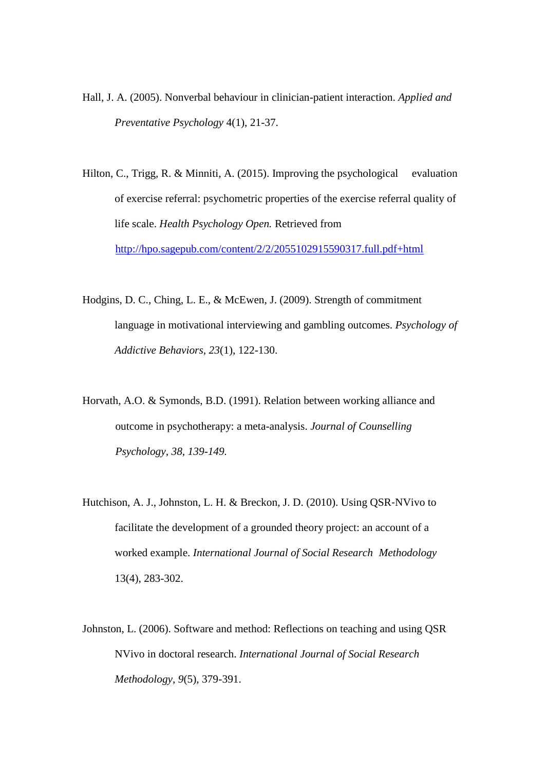Hall, J. A. (2005). Nonverbal behaviour in clinician-patient interaction. *Applied and Preventative Psychology* 4(1), 21-37.

Hilton, C., Trigg, R. & Minniti, A. (2015). Improving the psychological evaluation of exercise referral: psychometric properties of the exercise referral quality of life scale. *Health Psychology Open.* Retrieved from http://hpo.sagepub.com/content/2/2/2055102915590317.full.pdf+html

Hodgins, D. C., Ching, L. E., & McEwen, J. (2009). Strength of commitment language in motivational interviewing and gambling outcomes. *Psychology of Addictive Behaviors, 23*(1), 122-130.

Horvath, A.O. & Symonds, B.D. (1991). Relation between working alliance and outcome in psychotherapy: a meta-analysis. *Journal of Counselling Psychology, 38, 139-149.*

Hutchison, A. J., Johnston, L. H. & Breckon, J. D. (2010). Using QSR-NVivo to facilitate the development of a grounded theory project: an account of a worked example. *International Journal of Social Research Methodology* 13(4), 283-302.

Johnston, L. (2006). Software and method: Reflections on teaching and using QSR NVivo in doctoral research. *International Journal of Social Research Methodology*, *9*(5), 379-391.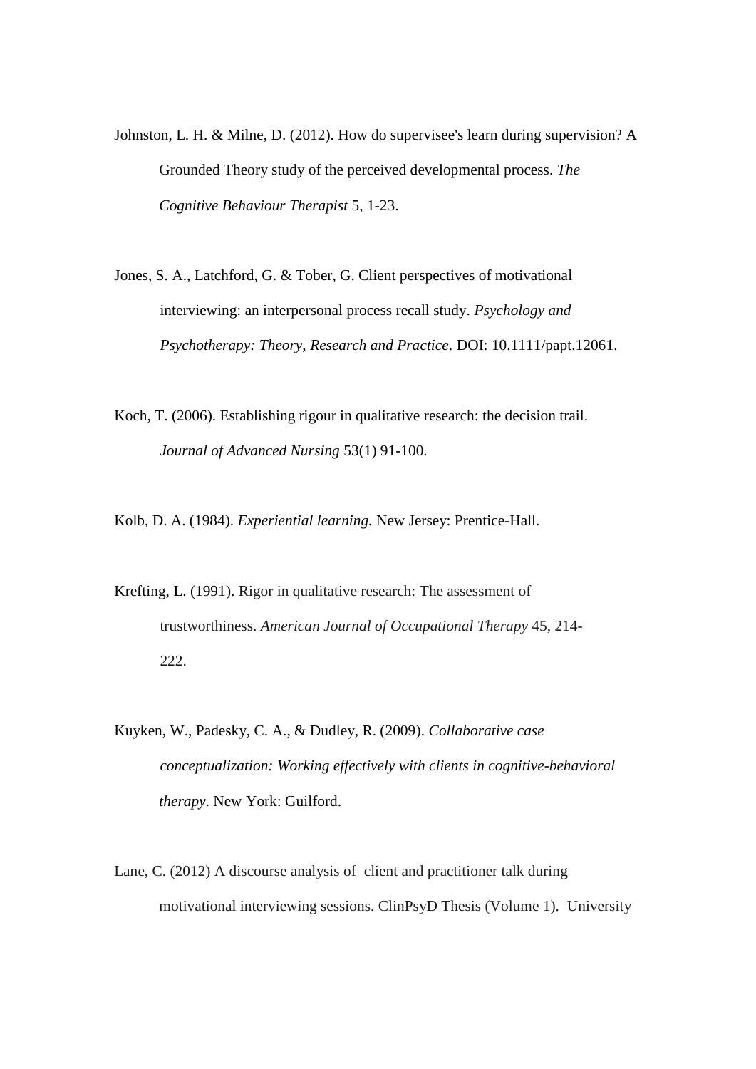Johnston, L. H. & Milne, D. (2012). How do supervisee's learn during supervision? A Grounded Theory study of the perceived developmental process. *The Cognitive Behaviour Therapist* 5, 1-23.

Jones, S. A., Latchford, G. & Tober, G. Client perspectives of motivational interviewing: an interpersonal process recall study. *Psychology and Psychotherapy: Theory, Research and Practice*. DOI: 10.1111/papt.12061.

Koch, T. (2006). Establishing rigour in qualitative research: the decision trail. *Journal of Advanced Nursing* 53(1) 91-100.

Kolb, D. A. (1984). *Experiential learning.* New Jersey: Prentice-Hall.

Krefting, L. (1991). Rigor in qualitative research: The assessment of trustworthiness. *American Journal of Occupational Therapy* 45, 214-222.

Kuyken, W., Padesky, C. A., & Dudley, R. (2009). *Collaborative case conceptualization: Working effectively with clients in cognitive-behavioral therapy*. New York: Guilford.

Lane, C. (2012) A discourse analysis of client and practitioner talk during motivational interviewing sessions. ClinPsyD Thesis (Volume 1). University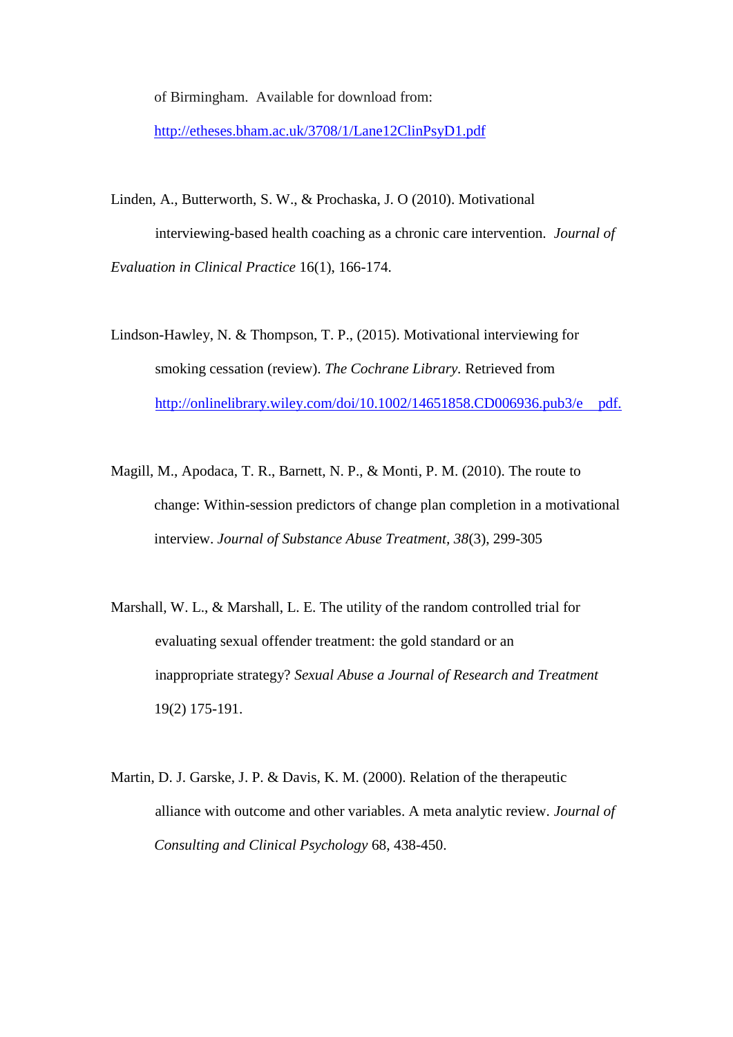of Birmingham. Available for download from: http://etheses.bham.ac.uk/3708/1/Lane12ClinPsyD1.pdf

Linden, A., Butterworth, S. W., & Prochaska, J. O (2010). Motivational interviewing-based health coaching as a chronic care intervention. *Journal of Evaluation in Clinical Practice* 16(1), 166-174.

Lindson-Hawley, N. & Thompson, T. P., (2015). Motivational interviewing for smoking cessation (review). *The Cochrane Library.* Retrieved from http://onlinelibrary.wiley.com/doi/10.1002/14651858.CD006936.pub3/e pdf.

Magill, M., Apodaca, T. R., Barnett, N. P., & Monti, P. M. (2010). The route to change: Within-session predictors of change plan completion in a motivational interview. *Journal of Substance Abuse Treatment, 38*(3), 299-305

Marshall, W. L., & Marshall, L. E. The utility of the random controlled trial for evaluating sexual offender treatment: the gold standard or an inappropriate strategy? *Sexual Abuse a Journal of Research and Treatment* 19(2) 175-191.

Martin, D. J. Garske, J. P. & Davis, K. M. (2000). Relation of the therapeutic alliance with outcome and other variables. A meta analytic review. *Journal of Consulting and Clinical Psychology* 68, 438-450.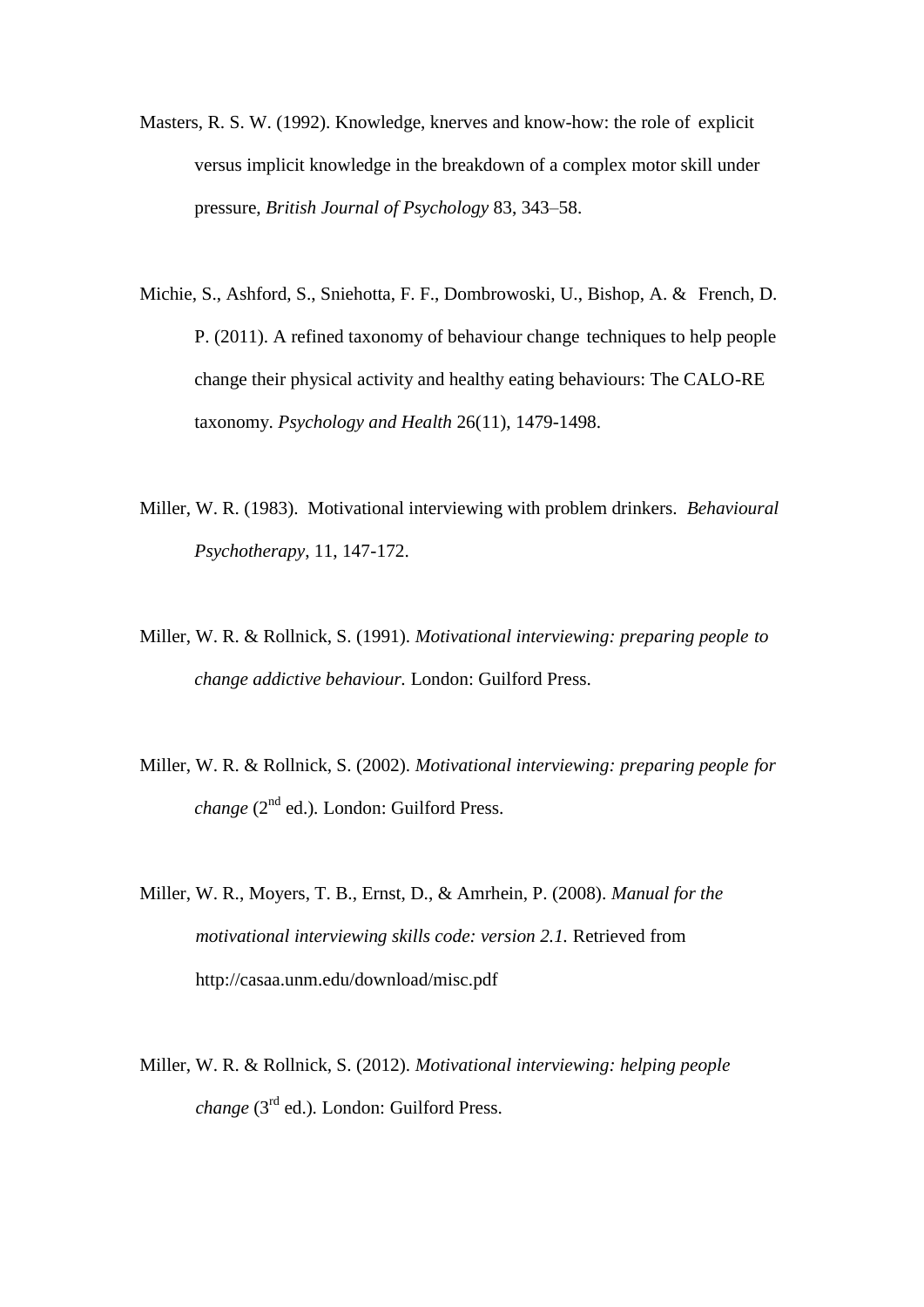Masters, R. S. W. (1992). Knowledge, knerves and know-how: the role of explicit versus implicit knowledge in the breakdown of a complex motor skill under pressure, *British Journal of Psychology* 83, 343–58.

Michie, S., Ashford, S., Sniehotta, F. F., Dombrowoski, U., Bishop, A. & French, D. P. (2011). A refined taxonomy of behaviour change techniques to help people change their physical activity and healthy eating behaviours: The CALO-RE taxonomy. *Psychology and Health* 26(11), 1479-1498.

Miller, W. R. (1983). Motivational interviewing with problem drinkers. *Behavioural Psychotherapy*, 11, 147-172.

Miller, W. R. & Rollnick, S. (1991). *Motivational interviewing: preparing people to change addictive behaviour.* London: Guilford Press.

Miller, W. R. & Rollnick, S. (2002). *Motivational interviewing: preparing people for change* (2nd ed.). London: Guilford Press.

Miller, W. R., Moyers, T. B., Ernst, D., & Amrhein, P. (2008). *Manual for the motivational interviewing skills code: version 2.1.* Retrieved from http://casaa.unm.edu/download/misc.pdf

Miller, W. R. & Rollnick, S. (2012). *Motivational interviewing: helping people change* (3rd ed.). London: Guilford Press.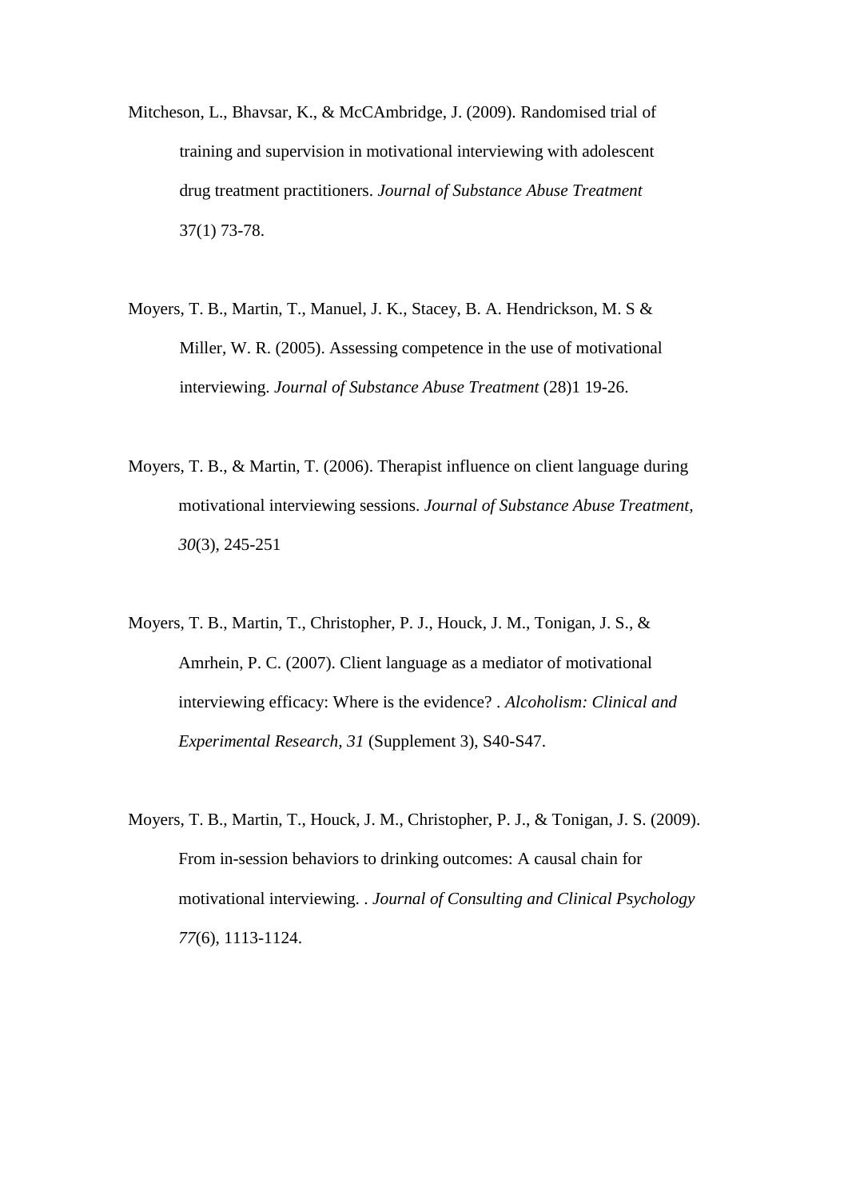Mitcheson, L., Bhavsar, K., & McCAmbridge, J. (2009). Randomised trial of training and supervision in motivational interviewing with adolescent drug treatment practitioners. *Journal of Substance Abuse Treatment* 37(1) 73-78.

Moyers, T. B., Martin, T., Manuel, J. K., Stacey, B. A. Hendrickson, M. S & Miller, W. R. (2005). Assessing competence in the use of motivational interviewing. *Journal of Substance Abuse Treatment* (28)1 19-26.

Moyers, T. B., & Martin, T. (2006). Therapist influence on client language during motivational interviewing sessions. *Journal of Substance Abuse Treatment, 30*(3), 245-251

Moyers, T. B., Martin, T., Christopher, P. J., Houck, J. M., Tonigan, J. S., & Amrhein, P. C. (2007). Client language as a mediator of motivational interviewing efficacy: Where is the evidence? . *Alcoholism: Clinical and Experimental Research, 31* (Supplement 3), S40-S47.

Moyers, T. B., Martin, T., Houck, J. M., Christopher, P. J., & Tonigan, J. S. (2009). From in-session behaviors to drinking outcomes: A causal chain for motivational interviewing. . *Journal of Consulting and Clinical Psychology 77*(6), 1113-1124.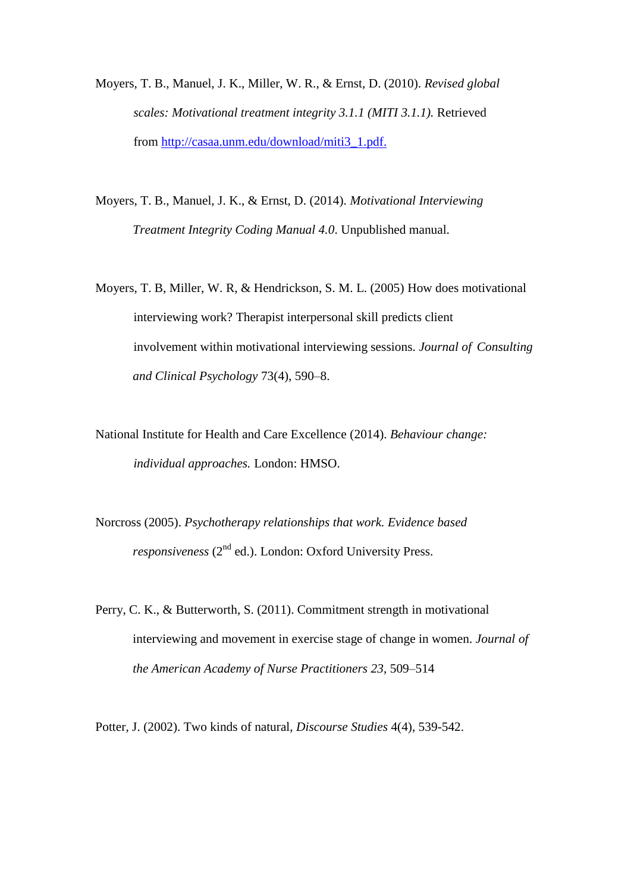Moyers, T. B., Manuel, J. K., Miller, W. R., & Ernst, D. (2010). *Revised global scales: Motivational treatment integrity 3.1.1 (MITI 3.1.1).* Retrieved from [http://casaa.unm.edu/download/miti3_1.pdf.](http://casaa.unm.edu/download/miti3_1.pdf)

Moyers, T. B., Manuel, J. K., & Ernst, D. (2014). *Motivational Interviewing Treatment Integrity Coding Manual 4.0*. Unpublished manual.

Moyers, T. B, Miller, W. R, & Hendrickson, S. M. L. (2005) How does motivational interviewing work? Therapist interpersonal skill predicts client involvement within motivational interviewing sessions. *Journal of Consulting and Clinical Psychology* 73(4), 590–8.

National Institute for Health and Care Excellence (2014). *Behaviour change: individual approaches.* London: HMSO.

Norcross (2005). *Psychotherapy relationships that work. Evidence based responsiveness* (2nd ed.). London: Oxford University Press.

Perry, C. K., & Butterworth, S. (2011). Commitment strength in motivational interviewing and movement in exercise stage of change in women. *Journal of the American Academy of Nurse Practitioners 23*, 509–514

Potter, J. (2002). Two kinds of natural, *Discourse Studies* 4(4), 539-542.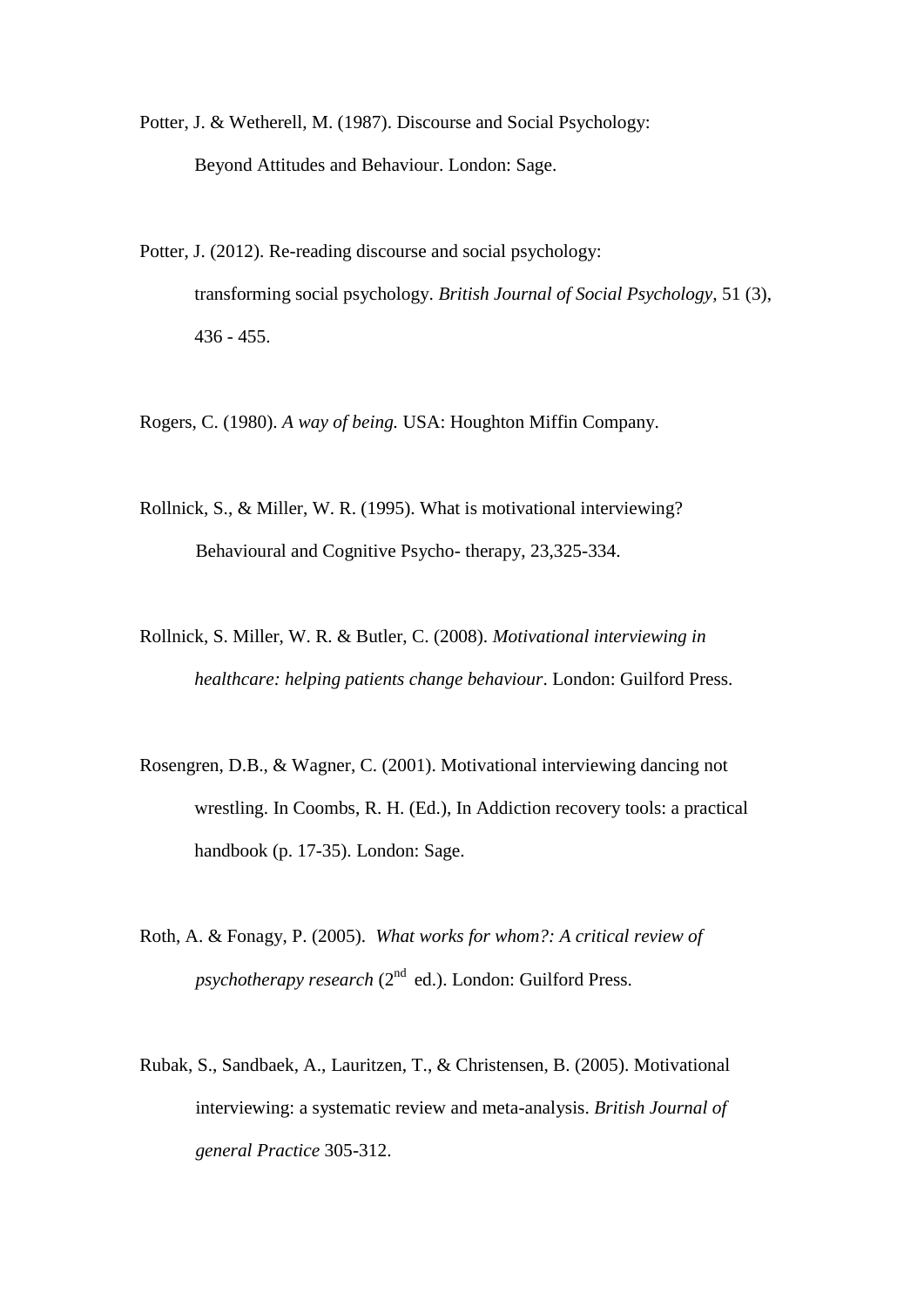Potter, J. & Wetherell, M. (1987). Discourse and Social Psychology: Beyond Attitudes and Behaviour. London: Sage.

Potter, J. (2012). Re-reading discourse and social psychology: transforming social psychology. *British Journal of Social Psychology,* 51 (3), 436 - 455.

Rogers, C. (1980). *A way of being.* USA: Houghton Miffin Company.

Rollnick, S., & Miller, W. R. (1995). What is motivational interviewing? Behavioural and Cognitive Psycho- therapy, 23,325-334.

Rollnick, S. Miller, W. R. & Butler, C. (2008). *Motivational interviewing in healthcare: helping patients change behaviour*. London: Guilford Press.

Rosengren, D.B., & Wagner, C. (2001). Motivational interviewing dancing not wrestling. In Coombs, R. H. (Ed.), In Addiction recovery tools: a practical handbook (p. 17-35). London: Sage.

Roth, A. & Fonagy, P. (2005). *What works for whom?: A critical review of psychotherapy research* (2nd ed.). London: Guilford Press.

Rubak, S., Sandbaek, A., Lauritzen, T., & Christensen, B. (2005). Motivational interviewing: a systematic review and meta-analysis. *British Journal of general Practice* 305-312.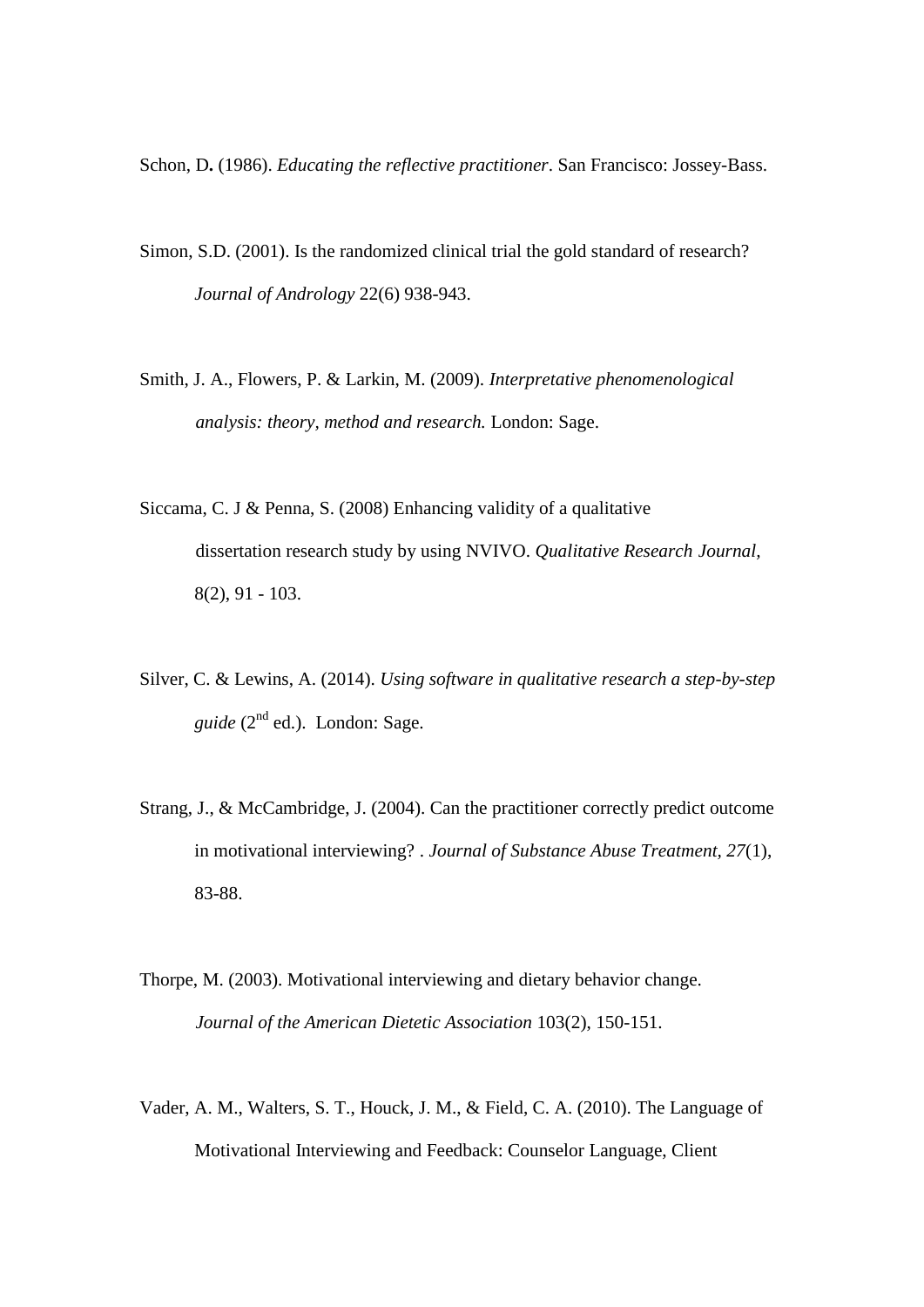Schon, D**.** (1986). *Educating the reflective practitioner*. San Francisco: Jossey-Bass.

Simon, S.D. (2001). Is the randomized clinical trial the gold standard of research? *Journal of Andrology* 22(6) 938-943.

Smith, J. A., Flowers, P. & Larkin, M. (2009). *Interpretative phenomenological analysis: theory, method and research.* London: Sage.

Siccama, C. J & Penna, S. (2008) Enhancing validity of a qualitative dissertation research study by using NVIVO. *Qualitative Research Journal,* 8(2), 91 - 103.

Silver, C. & Lewins, A. (2014). *Using software in qualitative research a step-by-step guide* (2nd ed.). London: Sage.

Strang, J., & McCambridge, J. (2004). Can the practitioner correctly predict outcome in motivational interviewing? . *Journal of Substance Abuse Treatment, 27*(1), 83-88.

Thorpe, M. (2003). Motivational interviewing and dietary behavior change. *Journal of the American Dietetic Association* 103(2), 150-151.

Vader, A. M., Walters, S. T., Houck, J. M., & Field, C. A. (2010). The Language of Motivational Interviewing and Feedback: Counselor Language, Client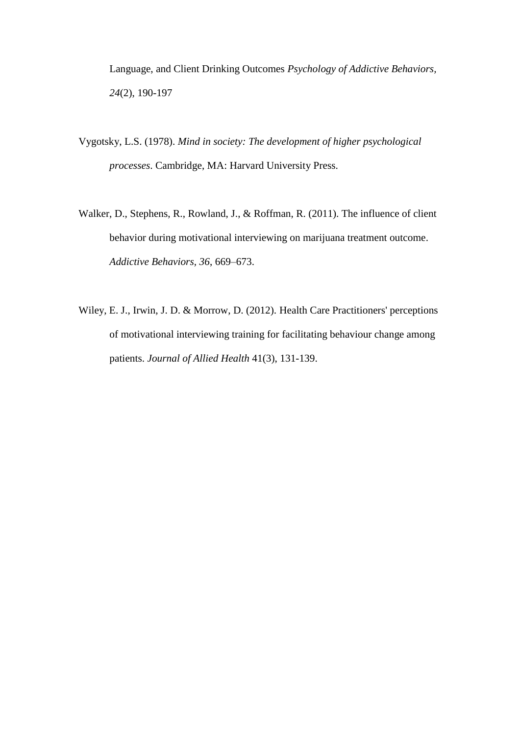Language, and Client Drinking Outcomes *Psychology of Addictive Behaviors*, *24*(2), 190-197

Vygotsky, L.S. (1978). *Mind in society: The development of higher psychological processes*. Cambridge, MA: Harvard University Press.

Walker, D., Stephens, R., Rowland, J., & Roffman, R. (2011). The influence of client behavior during motivational interviewing on marijuana treatment outcome. *Addictive Behaviors*, *36*, 669–673.

Wiley, E. J., Irwin, J. D. & Morrow, D. (2012). Health Care Practitioners' perceptions of motivational interviewing training for facilitating behaviour change among patients. *Journal of Allied Health* 41(3), 131-139.